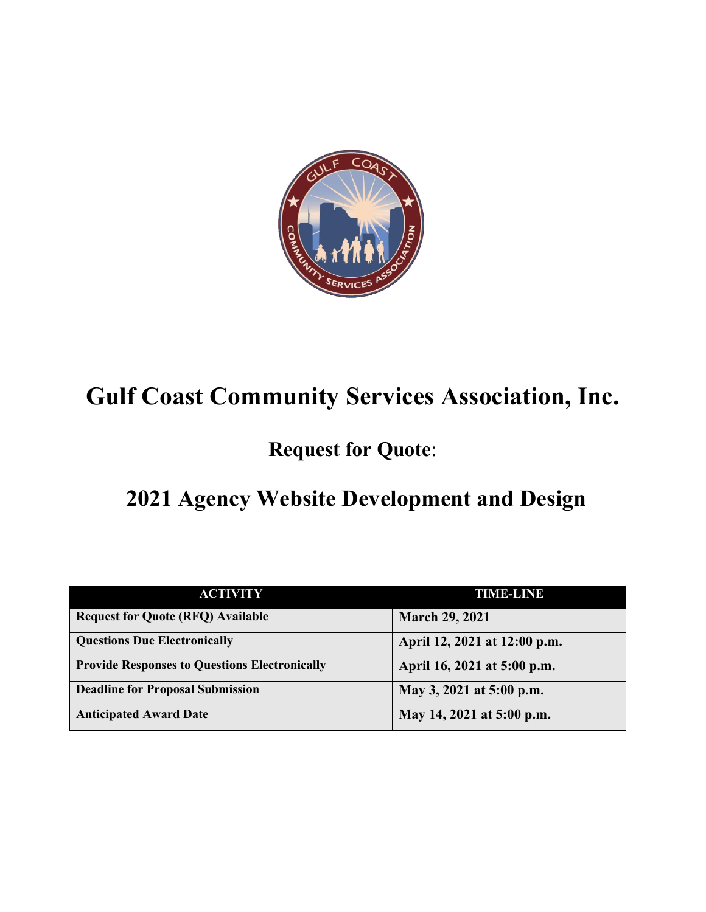# Gulf Coast Community Services Association, Inc.

## Request for Quote:

## 2021 Agency Website Development and Design

| ACTIVITY | TIME-LINE |
|---|---|
| **Request for Quote (RFQ) Available** | **March 29, 2021** |
| **Questions Due Electronically** | **April 12, 2021 at 12:00 p.m.** |
| **Provide Responses to Questions Electronically** | **April 16, 2021 at 5:00 p.m.** |
| **Deadline for Proposal Submission** | **May 3, 2021 at 5:00 p.m.** |
| **Anticipated Award Date** | **May 14, 2021 at 5:00 p.m.** |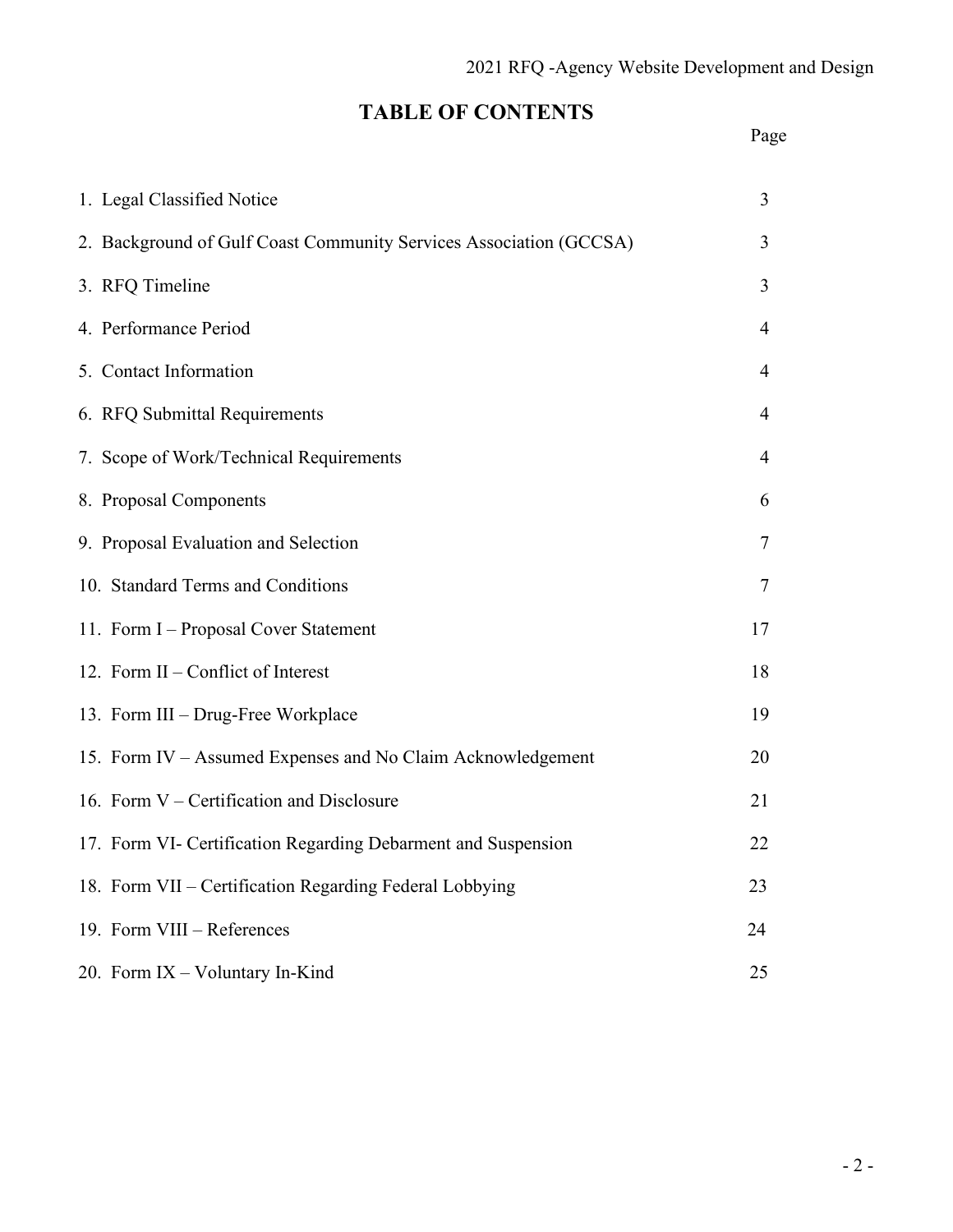# TABLE OF CONTENTS

| | Page |
|---|---|
| 1. Legal Classified Notice | 3 |
| 2. Background of Gulf Coast Community Services Association (GCCSA) | 3 |
| 3. RFQ Timeline | 3 |
| 4. Performance Period | 4 |
| 5. Contact Information | 4 |
| 6. RFQ Submittal Requirements | 4 |
| 7. Scope of Work/Technical Requirements | 4 |
| 8. Proposal Components | 6 |
| 9. Proposal Evaluation and Selection | 7 |
| 10. Standard Terms and Conditions | 7 |
| 11. Form I – Proposal Cover Statement | 17 |
| 12. Form II – Conflict of Interest | 18 |
| 13. Form III – Drug-Free Workplace | 19 |
| 15. Form IV – Assumed Expenses and No Claim Acknowledgement | 20 |
| 16. Form V – Certification and Disclosure | 21 |
| 17. Form VI- Certification Regarding Debarment and Suspension | 22 |
| 18. Form VII – Certification Regarding Federal Lobbying | 23 |
| 19. Form VIII – References | 24 |
| 20. Form IX – Voluntary In-Kind | 25 |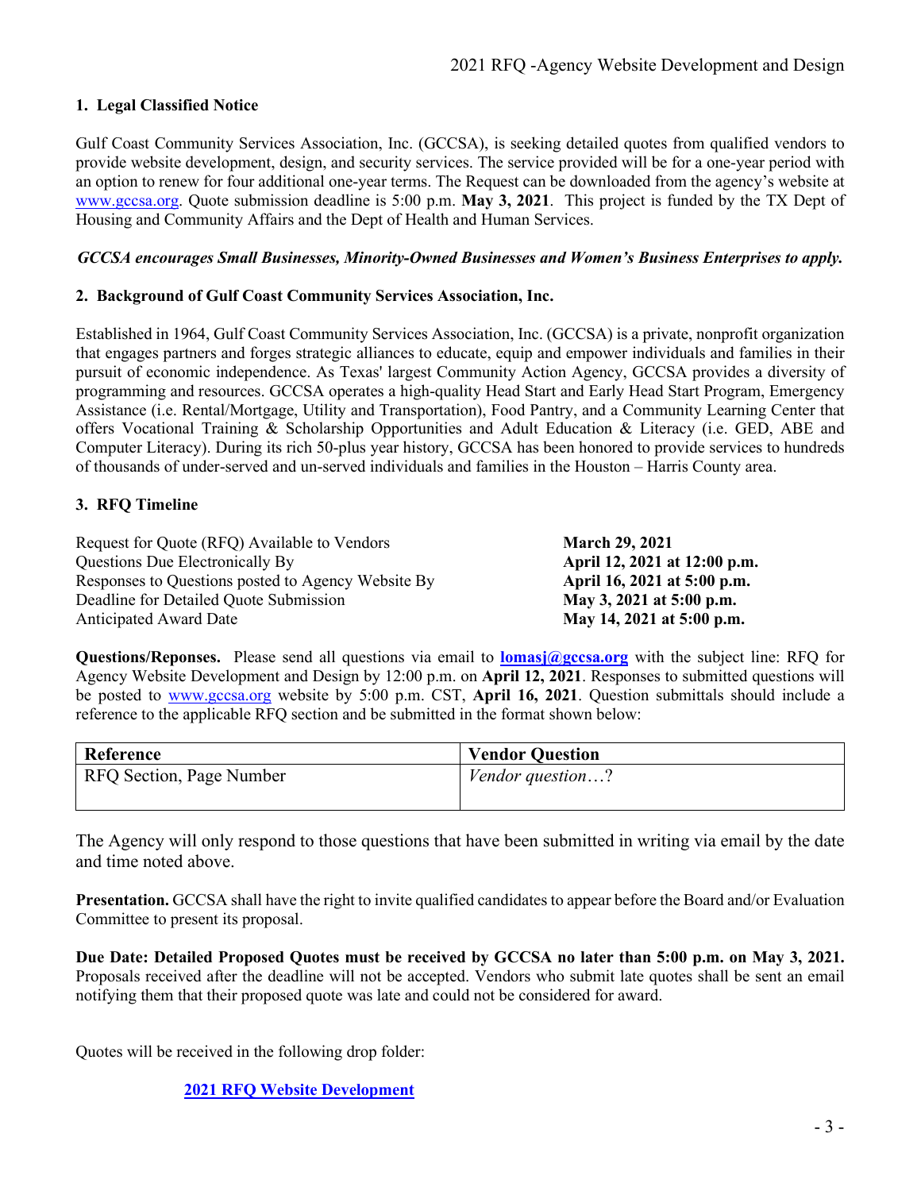## 1. Legal Classified Notice

Gulf Coast Community Services Association, Inc. (GCCSA), is seeking detailed quotes from qualified vendors to provide website development, design, and security services. The service provided will be for a one-year period with an option to renew for four additional one-year terms. The Request can be downloaded from the agency's website at www.gccsa.org. Quote submission deadline is 5:00 p.m. **May 3, 2021**. This project is funded by the TX Dept of Housing and Community Affairs and the Dept of Health and Human Services.

***GCCSA encourages Small Businesses, Minority-Owned Businesses and Women's Business Enterprises to apply.***

## 2. Background of Gulf Coast Community Services Association, Inc.

Established in 1964, Gulf Coast Community Services Association, Inc. (GCCSA) is a private, nonprofit organization that engages partners and forges strategic alliances to educate, equip and empower individuals and families in their pursuit of economic independence. As Texas' largest Community Action Agency, GCCSA provides a diversity of programming and resources. GCCSA operates a high-quality Head Start and Early Head Start Program, Emergency Assistance (i.e. Rental/Mortgage, Utility and Transportation), Food Pantry, and a Community Learning Center that offers Vocational Training & Scholarship Opportunities and Adult Education & Literacy (i.e. GED, ABE and Computer Literacy). During its rich 50-plus year history, GCCSA has been honored to provide services to hundreds of thousands of under-served and un-served individuals and families in the Houston – Harris County area.

## 3. RFQ Timeline

| | |
|---|---|
| Request for Quote (RFQ) Available to Vendors | **March 29, 2021** |
| Questions Due Electronically By | **April 12, 2021 at 12:00 p.m.** |
| Responses to Questions posted to Agency Website By | **April 16, 2021 at 5:00 p.m.** |
| Deadline for Detailed Quote Submission | **May 3, 2021 at 5:00 p.m.** |
| Anticipated Award Date | **May 14, 2021 at 5:00 p.m.** |

**Questions/Reponses.** Please send all questions via email to **lomasj@gccsa.org** with the subject line: RFQ for Agency Website Development and Design by 12:00 p.m. on **April 12, 2021**. Responses to submitted questions will be posted to www.gccsa.org website by 5:00 p.m. CST, **April 16, 2021**. Question submittals should include a reference to the applicable RFQ section and be submitted in the format shown below:

| Reference | Vendor Question |
|---|---|
| RFQ Section, Page Number | *Vendor question…?* |

The Agency will only respond to those questions that have been submitted in writing via email by the date and time noted above.

**Presentation.** GCCSA shall have the right to invite qualified candidates to appear before the Board and/or Evaluation Committee to present its proposal.

**Due Date: Detailed Proposed Quotes must be received by GCCSA no later than 5:00 p.m. on May 3, 2021.** Proposals received after the deadline will not be accepted. Vendors who submit late quotes shall be sent an email notifying them that their proposed quote was late and could not be considered for award.

Quotes will be received in the following drop folder:

**2021 RFQ Website Development**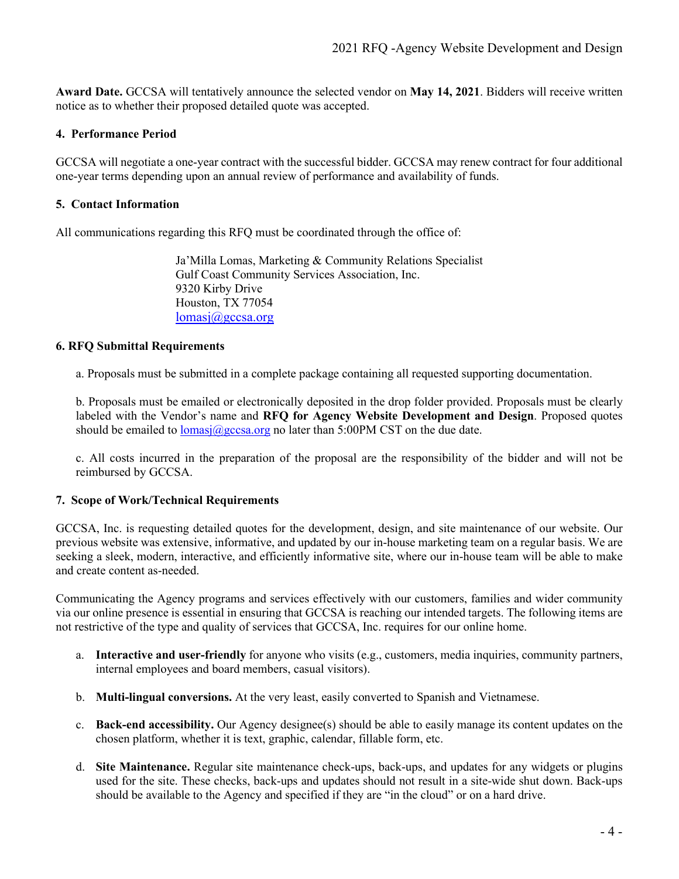**Award Date.** GCCSA will tentatively announce the selected vendor on **May 14, 2021**. Bidders will receive written notice as to whether their proposed detailed quote was accepted.

### 4. Performance Period

GCCSA will negotiate a one-year contract with the successful bidder. GCCSA may renew contract for four additional one-year terms depending upon an annual review of performance and availability of funds.

### 5. Contact Information

All communications regarding this RFQ must be coordinated through the office of:

Ja'Milla Lomas, Marketing & Community Relations Specialist
Gulf Coast Community Services Association, Inc.
9320 Kirby Drive
Houston, TX 77054
lomasj@gccsa.org

### 6. RFQ Submittal Requirements

a. Proposals must be submitted in a complete package containing all requested supporting documentation.

b. Proposals must be emailed or electronically deposited in the drop folder provided. Proposals must be clearly labeled with the Vendor's name and **RFQ for Agency Website Development and Design**. Proposed quotes should be emailed to lomasj@gccsa.org no later than 5:00PM CST on the due date.

c. All costs incurred in the preparation of the proposal are the responsibility of the bidder and will not be reimbursed by GCCSA.

### 7. Scope of Work/Technical Requirements

GCCSA, Inc. is requesting detailed quotes for the development, design, and site maintenance of our website. Our previous website was extensive, informative, and updated by our in-house marketing team on a regular basis. We are seeking a sleek, modern, interactive, and efficiently informative site, where our in-house team will be able to make and create content as-needed.

Communicating the Agency programs and services effectively with our customers, families and wider community via our online presence is essential in ensuring that GCCSA is reaching our intended targets. The following items are not restrictive of the type and quality of services that GCCSA, Inc. requires for our online home.

a. **Interactive and user-friendly** for anyone who visits (e.g., customers, media inquiries, community partners, internal employees and board members, casual visitors).

b. **Multi-lingual conversions.** At the very least, easily converted to Spanish and Vietnamese.

c. **Back-end accessibility.** Our Agency designee(s) should be able to easily manage its content updates on the chosen platform, whether it is text, graphic, calendar, fillable form, etc.

d. **Site Maintenance.** Regular site maintenance check-ups, back-ups, and updates for any widgets or plugins used for the site. These checks, back-ups and updates should not result in a site-wide shut down. Back-ups should be available to the Agency and specified if they are "in the cloud" or on a hard drive.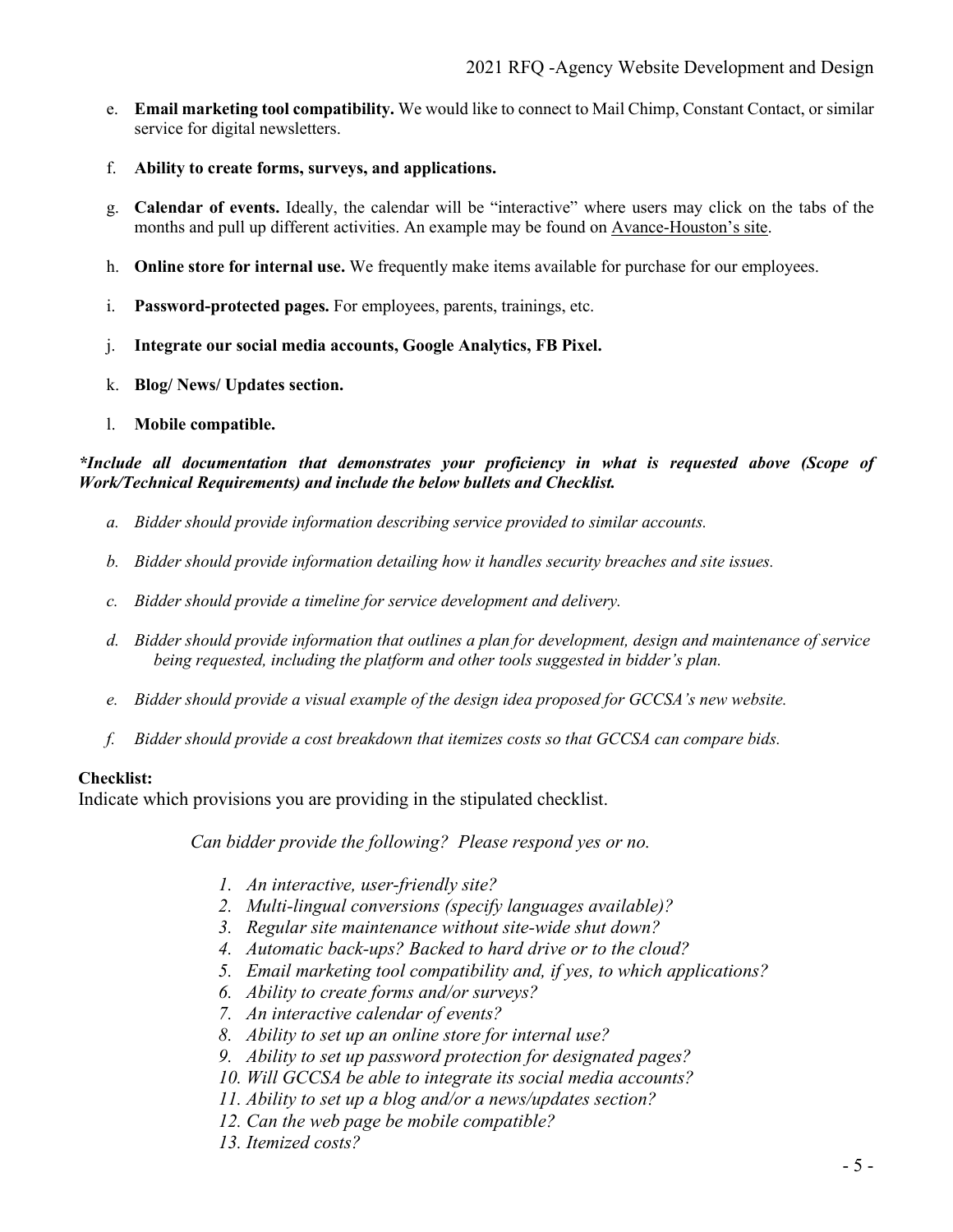e. **Email marketing tool compatibility.** We would like to connect to Mail Chimp, Constant Contact, or similar service for digital newsletters.

f. **Ability to create forms, surveys, and applications.**

g. **Calendar of events.** Ideally, the calendar will be "interactive" where users may click on the tabs of the months and pull up different activities. An example may be found on Avance-Houston's site.

h. **Online store for internal use.** We frequently make items available for purchase for our employees.

i. **Password-protected pages.** For employees, parents, trainings, etc.

j. **Integrate our social media accounts, Google Analytics, FB Pixel.**

k. **Blog/ News/ Updates section.**

l. **Mobile compatible.**

***Include all documentation that demonstrates your proficiency in what is requested above (Scope of Work/Technical Requirements) and include the below bullets and Checklist.***

*a. Bidder should provide information describing service provided to similar accounts.*

*b. Bidder should provide information detailing how it handles security breaches and site issues.*

*c. Bidder should provide a timeline for service development and delivery.*

*d. Bidder should provide information that outlines a plan for development, design and maintenance of service being requested, including the platform and other tools suggested in bidder's plan.*

*e. Bidder should provide a visual example of the design idea proposed for GCCSA's new website.*

*f. Bidder should provide a cost breakdown that itemizes costs so that GCCSA can compare bids.*

**Checklist:**

Indicate which provisions you are providing in the stipulated checklist.

*Can bidder provide the following? Please respond yes or no.*

1. *An interactive, user-friendly site?*
2. *Multi-lingual conversions (specify languages available)?*
3. *Regular site maintenance without site-wide shut down?*
4. *Automatic back-ups? Backed to hard drive or to the cloud?*
5. *Email marketing tool compatibility and, if yes, to which applications?*
6. *Ability to create forms and/or surveys?*
7. *An interactive calendar of events?*
8. *Ability to set up an online store for internal use?*
9. *Ability to set up password protection for designated pages?*
10. *Will GCCSA be able to integrate its social media accounts?*
11. *Ability to set up a blog and/or a news/updates section?*
12. *Can the web page be mobile compatible?*
13. *Itemized costs?*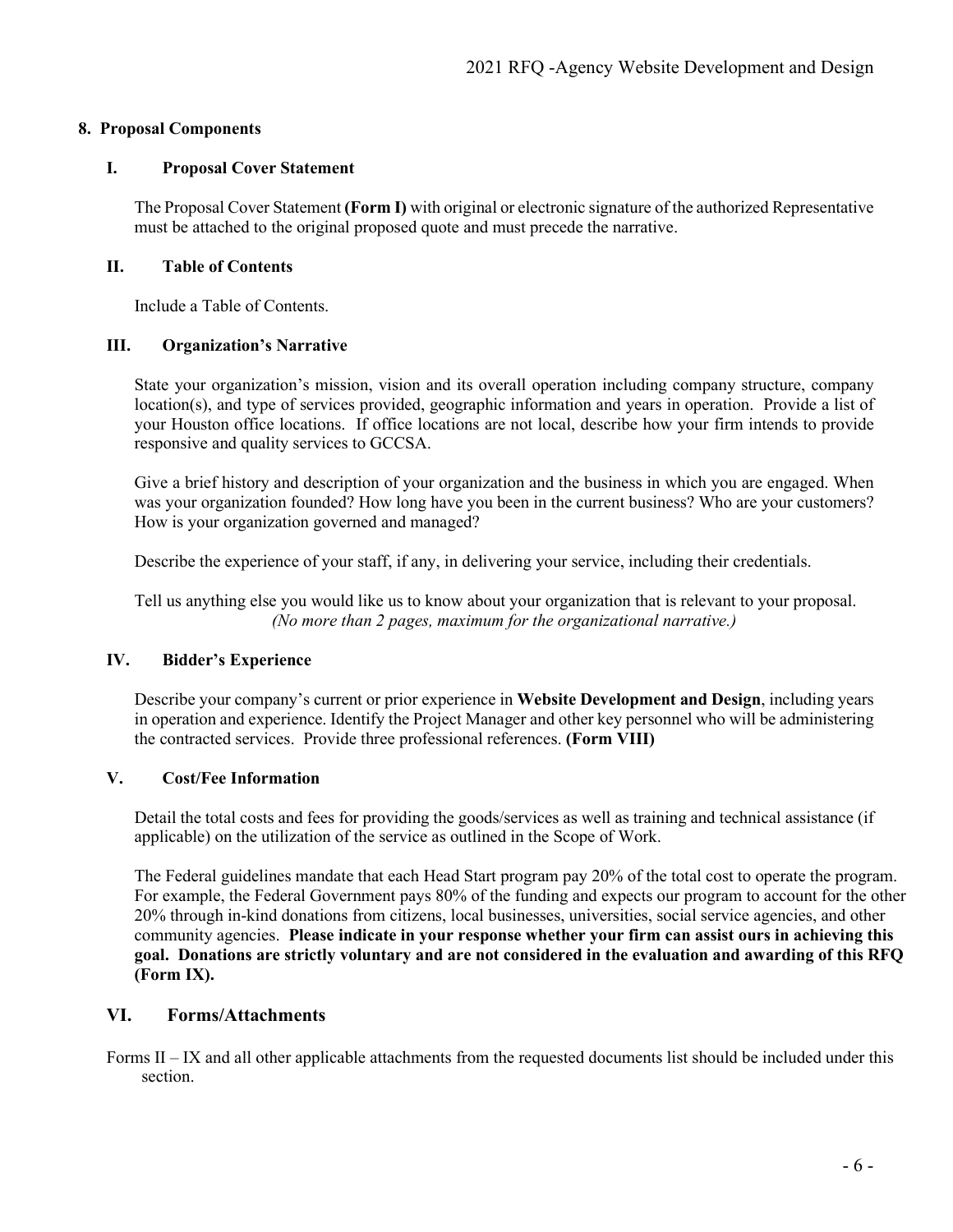## 8. Proposal Components

### I. Proposal Cover Statement

The Proposal Cover Statement **(Form I)** with original or electronic signature of the authorized Representative must be attached to the original proposed quote and must precede the narrative.

### II. Table of Contents

Include a Table of Contents.

### III. Organization's Narrative

State your organization's mission, vision and its overall operation including company structure, company location(s), and type of services provided, geographic information and years in operation. Provide a list of your Houston office locations. If office locations are not local, describe how your firm intends to provide responsive and quality services to GCCSA.

Give a brief history and description of your organization and the business in which you are engaged. When was your organization founded? How long have you been in the current business? Who are your customers? How is your organization governed and managed?

Describe the experience of your staff, if any, in delivering your service, including their credentials.

Tell us anything else you would like us to know about your organization that is relevant to your proposal.
*(No more than 2 pages, maximum for the organizational narrative.)*

### IV. Bidder's Experience

Describe your company's current or prior experience in **Website Development and Design**, including years in operation and experience. Identify the Project Manager and other key personnel who will be administering the contracted services. Provide three professional references. **(Form VIII)**

### V. Cost/Fee Information

Detail the total costs and fees for providing the goods/services as well as training and technical assistance (if applicable) on the utilization of the service as outlined in the Scope of Work.

The Federal guidelines mandate that each Head Start program pay 20% of the total cost to operate the program. For example, the Federal Government pays 80% of the funding and expects our program to account for the other 20% through in-kind donations from citizens, local businesses, universities, social service agencies, and other community agencies. **Please indicate in your response whether your firm can assist ours in achieving this goal. Donations are strictly voluntary and are not considered in the evaluation and awarding of this RFQ (Form IX).**

### VI. Forms/Attachments

Forms II – IX and all other applicable attachments from the requested documents list should be included under this section.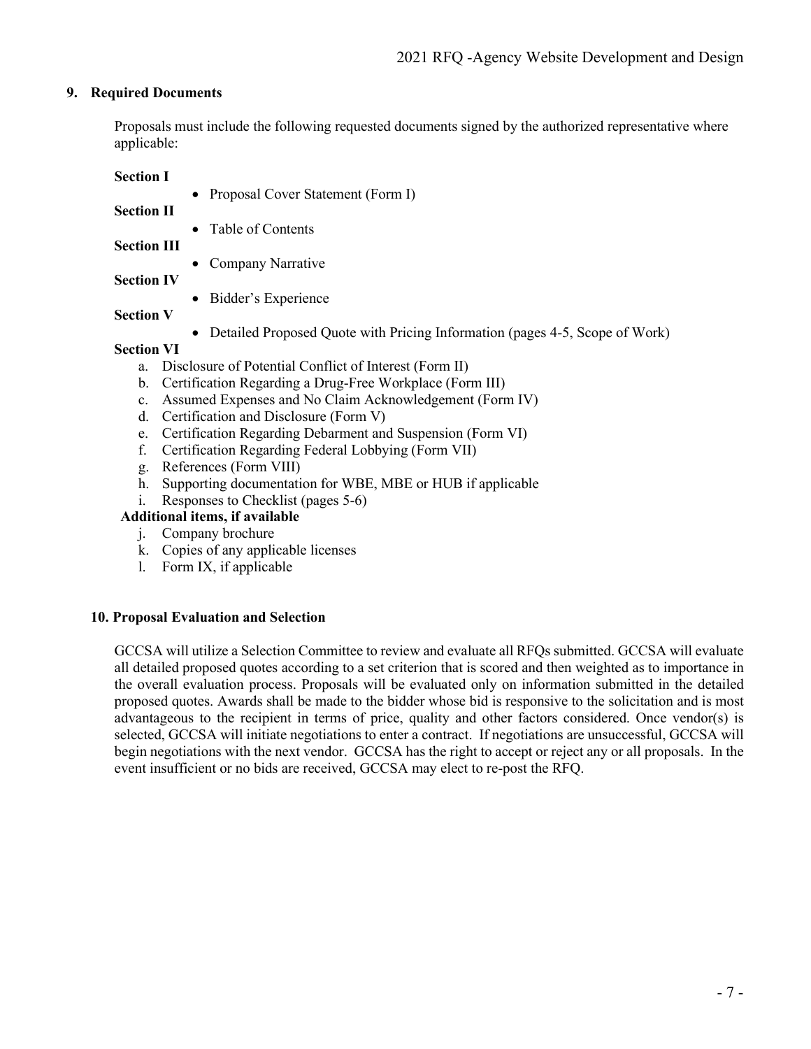## 9. Required Documents

Proposals must include the following requested documents signed by the authorized representative where applicable:

**Section I**

- Proposal Cover Statement (Form I)

**Section II**

- Table of Contents

**Section III**

- Company Narrative

**Section IV**

- Bidder's Experience

**Section V**

- Detailed Proposed Quote with Pricing Information (pages 4-5, Scope of Work)

**Section VI**

a. Disclosure of Potential Conflict of Interest (Form II)
b. Certification Regarding a Drug-Free Workplace (Form III)
c. Assumed Expenses and No Claim Acknowledgement (Form IV)
d. Certification and Disclosure (Form V)
e. Certification Regarding Debarment and Suspension (Form VI)
f. Certification Regarding Federal Lobbying (Form VII)
g. References (Form VIII)
h. Supporting documentation for WBE, MBE or HUB if applicable
i. Responses to Checklist (pages 5-6)

**Additional items, if available**

j. Company brochure
k. Copies of any applicable licenses
l. Form IX, if applicable

## 10. Proposal Evaluation and Selection

GCCSA will utilize a Selection Committee to review and evaluate all RFQs submitted. GCCSA will evaluate all detailed proposed quotes according to a set criterion that is scored and then weighted as to importance in the overall evaluation process. Proposals will be evaluated only on information submitted in the detailed proposed quotes. Awards shall be made to the bidder whose bid is responsive to the solicitation and is most advantageous to the recipient in terms of price, quality and other factors considered. Once vendor(s) is selected, GCCSA will initiate negotiations to enter a contract. If negotiations are unsuccessful, GCCSA will begin negotiations with the next vendor. GCCSA has the right to accept or reject any or all proposals. In the event insufficient or no bids are received, GCCSA may elect to re-post the RFQ.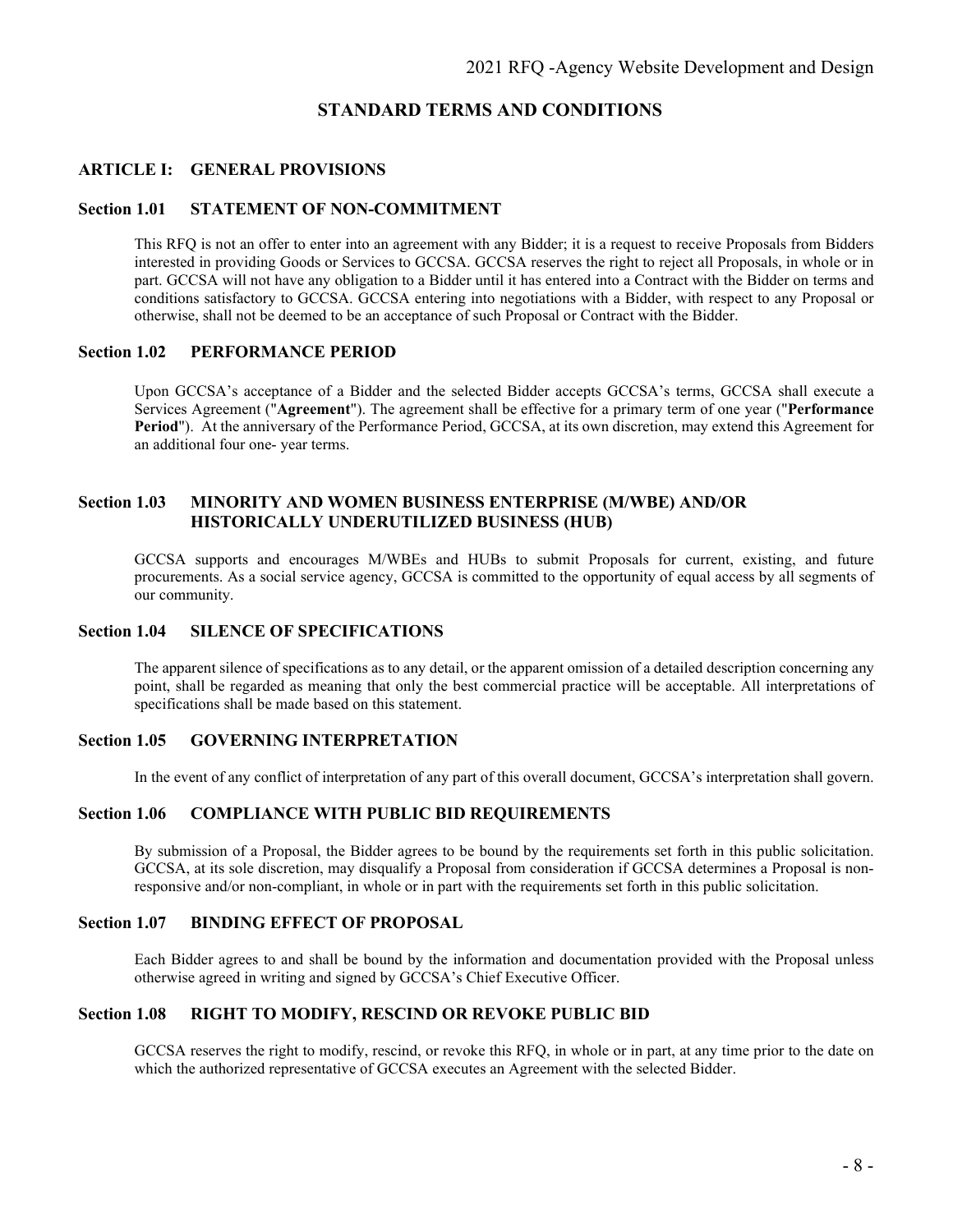## STANDARD TERMS AND CONDITIONS

### ARTICLE I: GENERAL PROVISIONS

#### Section 1.01 STATEMENT OF NON-COMMITMENT

This RFQ is not an offer to enter into an agreement with any Bidder; it is a request to receive Proposals from Bidders interested in providing Goods or Services to GCCSA. GCCSA reserves the right to reject all Proposals, in whole or in part. GCCSA will not have any obligation to a Bidder until it has entered into a Contract with the Bidder on terms and conditions satisfactory to GCCSA. GCCSA entering into negotiations with a Bidder, with respect to any Proposal or otherwise, shall not be deemed to be an acceptance of such Proposal or Contract with the Bidder.

#### Section 1.02 PERFORMANCE PERIOD

Upon GCCSA's acceptance of a Bidder and the selected Bidder accepts GCCSA's terms, GCCSA shall execute a Services Agreement ("**Agreement**"). The agreement shall be effective for a primary term of one year ("**Performance Period**"). At the anniversary of the Performance Period, GCCSA, at its own discretion, may extend this Agreement for an additional four one- year terms.

#### Section 1.03 MINORITY AND WOMEN BUSINESS ENTERPRISE (M/WBE) AND/OR HISTORICALLY UNDERUTILIZED BUSINESS (HUB)

GCCSA supports and encourages M/WBEs and HUBs to submit Proposals for current, existing, and future procurements. As a social service agency, GCCSA is committed to the opportunity of equal access by all segments of our community.

#### Section 1.04 SILENCE OF SPECIFICATIONS

The apparent silence of specifications as to any detail, or the apparent omission of a detailed description concerning any point, shall be regarded as meaning that only the best commercial practice will be acceptable. All interpretations of specifications shall be made based on this statement.

#### Section 1.05 GOVERNING INTERPRETATION

In the event of any conflict of interpretation of any part of this overall document, GCCSA's interpretation shall govern.

#### Section 1.06 COMPLIANCE WITH PUBLIC BID REQUIREMENTS

By submission of a Proposal, the Bidder agrees to be bound by the requirements set forth in this public solicitation. GCCSA, at its sole discretion, may disqualify a Proposal from consideration if GCCSA determines a Proposal is non-responsive and/or non-compliant, in whole or in part with the requirements set forth in this public solicitation.

#### Section 1.07 BINDING EFFECT OF PROPOSAL

Each Bidder agrees to and shall be bound by the information and documentation provided with the Proposal unless otherwise agreed in writing and signed by GCCSA's Chief Executive Officer.

#### Section 1.08 RIGHT TO MODIFY, RESCIND OR REVOKE PUBLIC BID

GCCSA reserves the right to modify, rescind, or revoke this RFQ, in whole or in part, at any time prior to the date on which the authorized representative of GCCSA executes an Agreement with the selected Bidder.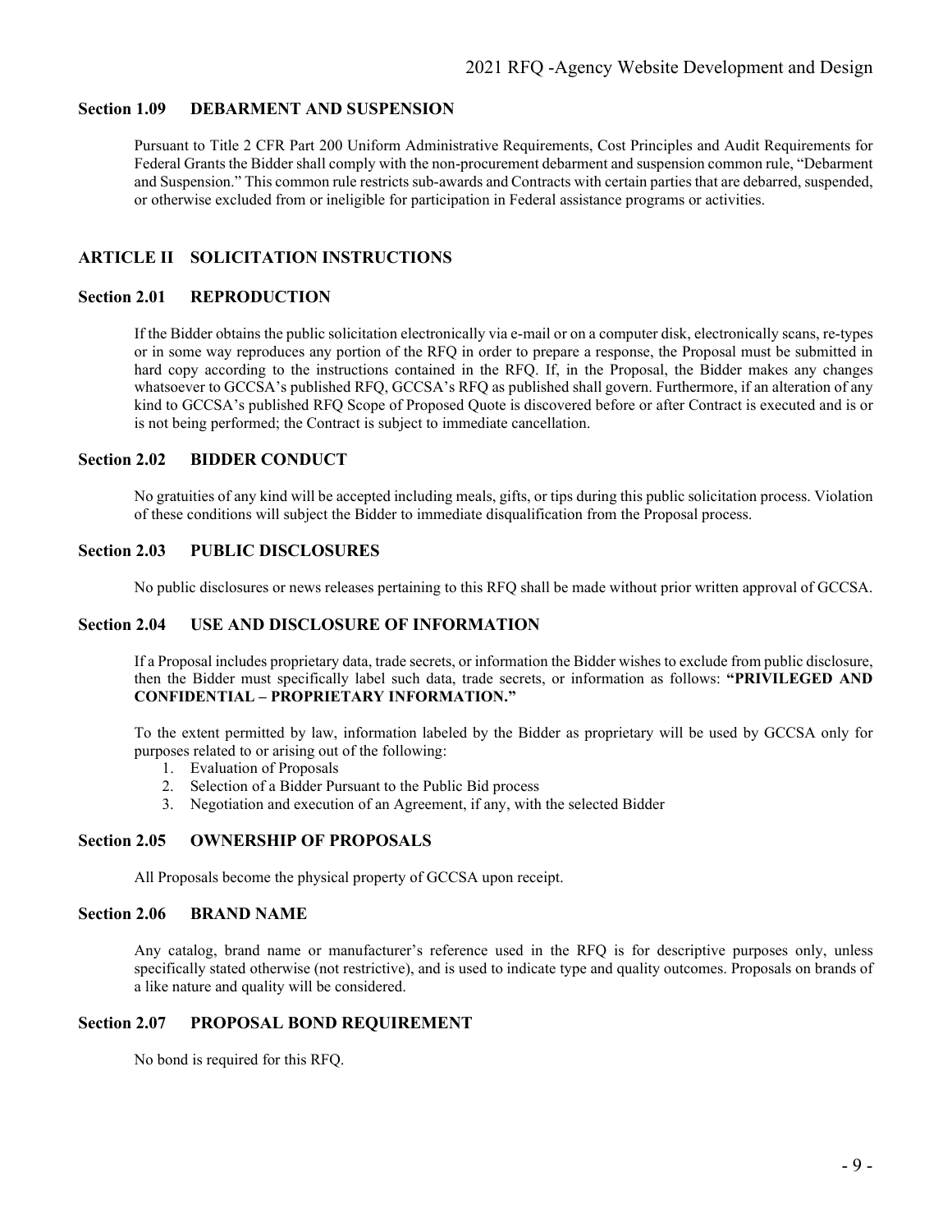### Section 1.09 DEBARMENT AND SUSPENSION

Pursuant to Title 2 CFR Part 200 Uniform Administrative Requirements, Cost Principles and Audit Requirements for Federal Grants the Bidder shall comply with the non-procurement debarment and suspension common rule, "Debarment and Suspension." This common rule restricts sub-awards and Contracts with certain parties that are debarred, suspended, or otherwise excluded from or ineligible for participation in Federal assistance programs or activities.

## ARTICLE II SOLICITATION INSTRUCTIONS

### Section 2.01 REPRODUCTION

If the Bidder obtains the public solicitation electronically via e-mail or on a computer disk, electronically scans, re-types or in some way reproduces any portion of the RFQ in order to prepare a response, the Proposal must be submitted in hard copy according to the instructions contained in the RFQ. If, in the Proposal, the Bidder makes any changes whatsoever to GCCSA's published RFQ, GCCSA's RFQ as published shall govern. Furthermore, if an alteration of any kind to GCCSA's published RFQ Scope of Proposed Quote is discovered before or after Contract is executed and is or is not being performed; the Contract is subject to immediate cancellation.

### Section 2.02 BIDDER CONDUCT

No gratuities of any kind will be accepted including meals, gifts, or tips during this public solicitation process. Violation of these conditions will subject the Bidder to immediate disqualification from the Proposal process.

### Section 2.03 PUBLIC DISCLOSURES

No public disclosures or news releases pertaining to this RFQ shall be made without prior written approval of GCCSA.

### Section 2.04 USE AND DISCLOSURE OF INFORMATION

If a Proposal includes proprietary data, trade secrets, or information the Bidder wishes to exclude from public disclosure, then the Bidder must specifically label such data, trade secrets, or information as follows: **"PRIVILEGED AND CONFIDENTIAL – PROPRIETARY INFORMATION."**

To the extent permitted by law, information labeled by the Bidder as proprietary will be used by GCCSA only for purposes related to or arising out of the following:

1. Evaluation of Proposals
2. Selection of a Bidder Pursuant to the Public Bid process
3. Negotiation and execution of an Agreement, if any, with the selected Bidder

### Section 2.05 OWNERSHIP OF PROPOSALS

All Proposals become the physical property of GCCSA upon receipt.

### Section 2.06 BRAND NAME

Any catalog, brand name or manufacturer's reference used in the RFQ is for descriptive purposes only, unless specifically stated otherwise (not restrictive), and is used to indicate type and quality outcomes. Proposals on brands of a like nature and quality will be considered.

### Section 2.07 PROPOSAL BOND REQUIREMENT

No bond is required for this RFQ.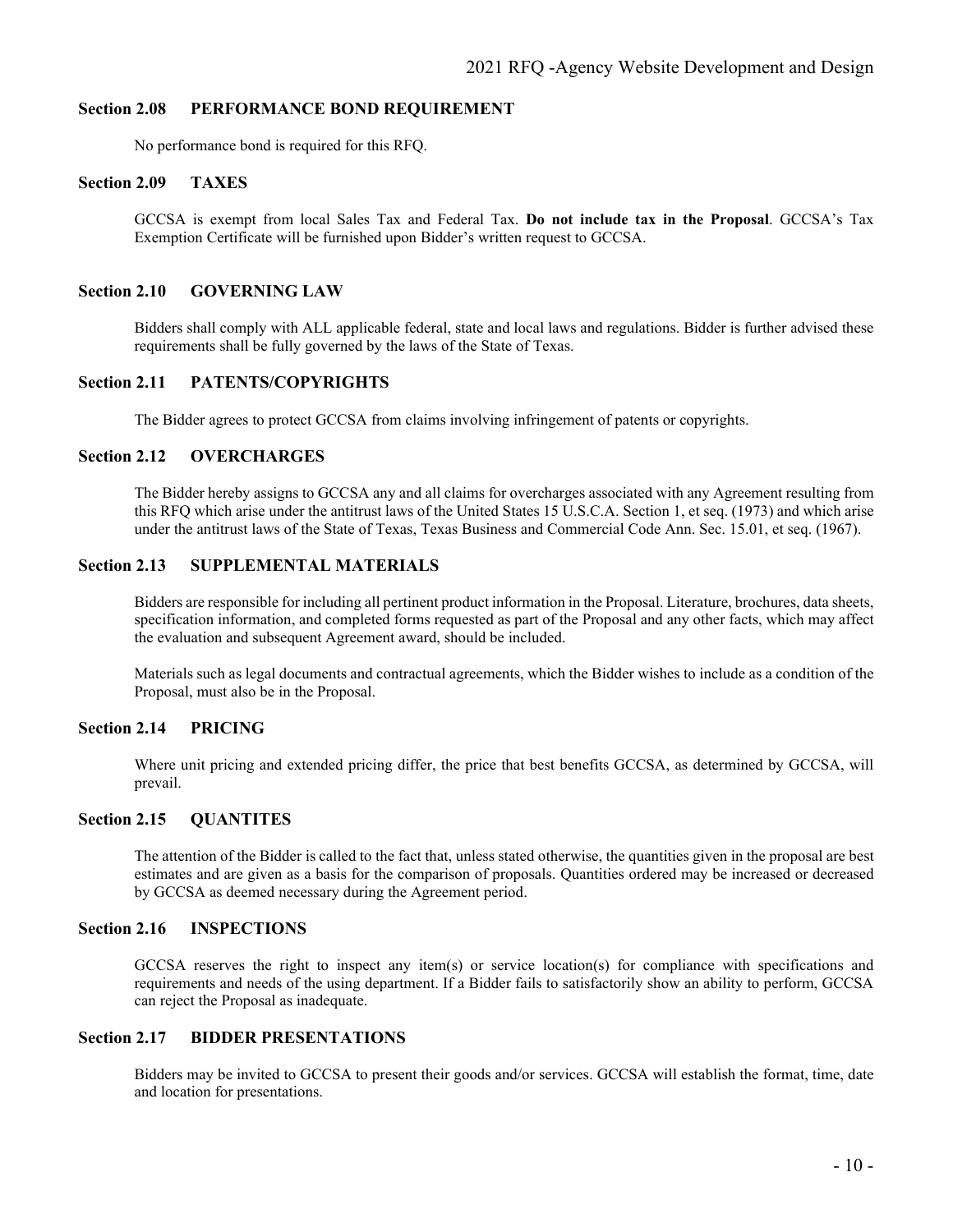### Section 2.08 PERFORMANCE BOND REQUIREMENT

No performance bond is required for this RFQ.

### Section 2.09 TAXES

GCCSA is exempt from local Sales Tax and Federal Tax. **Do not include tax in the Proposal**. GCCSA's Tax Exemption Certificate will be furnished upon Bidder's written request to GCCSA.

### Section 2.10 GOVERNING LAW

Bidders shall comply with ALL applicable federal, state and local laws and regulations. Bidder is further advised these requirements shall be fully governed by the laws of the State of Texas.

### Section 2.11 PATENTS/COPYRIGHTS

The Bidder agrees to protect GCCSA from claims involving infringement of patents or copyrights.

### Section 2.12 OVERCHARGES

The Bidder hereby assigns to GCCSA any and all claims for overcharges associated with any Agreement resulting from this RFQ which arise under the antitrust laws of the United States 15 U.S.C.A. Section 1, et seq. (1973) and which arise under the antitrust laws of the State of Texas, Texas Business and Commercial Code Ann. Sec. 15.01, et seq. (1967).

### Section 2.13 SUPPLEMENTAL MATERIALS

Bidders are responsible for including all pertinent product information in the Proposal. Literature, brochures, data sheets, specification information, and completed forms requested as part of the Proposal and any other facts, which may affect the evaluation and subsequent Agreement award, should be included.

Materials such as legal documents and contractual agreements, which the Bidder wishes to include as a condition of the Proposal, must also be in the Proposal.

### Section 2.14 PRICING

Where unit pricing and extended pricing differ, the price that best benefits GCCSA, as determined by GCCSA, will prevail.

### Section 2.15 QUANTITES

The attention of the Bidder is called to the fact that, unless stated otherwise, the quantities given in the proposal are best estimates and are given as a basis for the comparison of proposals. Quantities ordered may be increased or decreased by GCCSA as deemed necessary during the Agreement period.

### Section 2.16 INSPECTIONS

GCCSA reserves the right to inspect any item(s) or service location(s) for compliance with specifications and requirements and needs of the using department. If a Bidder fails to satisfactorily show an ability to perform, GCCSA can reject the Proposal as inadequate.

### Section 2.17 BIDDER PRESENTATIONS

Bidders may be invited to GCCSA to present their goods and/or services. GCCSA will establish the format, time, date and location for presentations.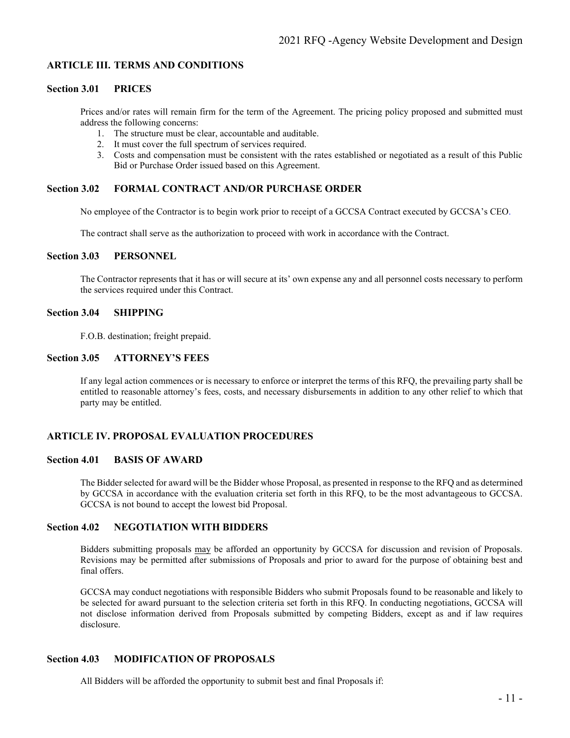## ARTICLE III. TERMS AND CONDITIONS

### Section 3.01 PRICES

Prices and/or rates will remain firm for the term of the Agreement. The pricing policy proposed and submitted must address the following concerns:

1. The structure must be clear, accountable and auditable.
2. It must cover the full spectrum of services required.
3. Costs and compensation must be consistent with the rates established or negotiated as a result of this Public Bid or Purchase Order issued based on this Agreement.

### Section 3.02 FORMAL CONTRACT AND/OR PURCHASE ORDER

No employee of the Contractor is to begin work prior to receipt of a GCCSA Contract executed by GCCSA's CEO.

The contract shall serve as the authorization to proceed with work in accordance with the Contract.

### Section 3.03 PERSONNEL

The Contractor represents that it has or will secure at its' own expense any and all personnel costs necessary to perform the services required under this Contract.

### Section 3.04 SHIPPING

F.O.B. destination; freight prepaid.

### Section 3.05 ATTORNEY'S FEES

If any legal action commences or is necessary to enforce or interpret the terms of this RFQ, the prevailing party shall be entitled to reasonable attorney's fees, costs, and necessary disbursements in addition to any other relief to which that party may be entitled.

## ARTICLE IV. PROPOSAL EVALUATION PROCEDURES

### Section 4.01 BASIS OF AWARD

The Bidder selected for award will be the Bidder whose Proposal, as presented in response to the RFQ and as determined by GCCSA in accordance with the evaluation criteria set forth in this RFQ, to be the most advantageous to GCCSA. GCCSA is not bound to accept the lowest bid Proposal.

### Section 4.02 NEGOTIATION WITH BIDDERS

Bidders submitting proposals may be afforded an opportunity by GCCSA for discussion and revision of Proposals. Revisions may be permitted after submissions of Proposals and prior to award for the purpose of obtaining best and final offers.

GCCSA may conduct negotiations with responsible Bidders who submit Proposals found to be reasonable and likely to be selected for award pursuant to the selection criteria set forth in this RFQ. In conducting negotiations, GCCSA will not disclose information derived from Proposals submitted by competing Bidders, except as and if law requires disclosure.

### Section 4.03 MODIFICATION OF PROPOSALS

All Bidders will be afforded the opportunity to submit best and final Proposals if: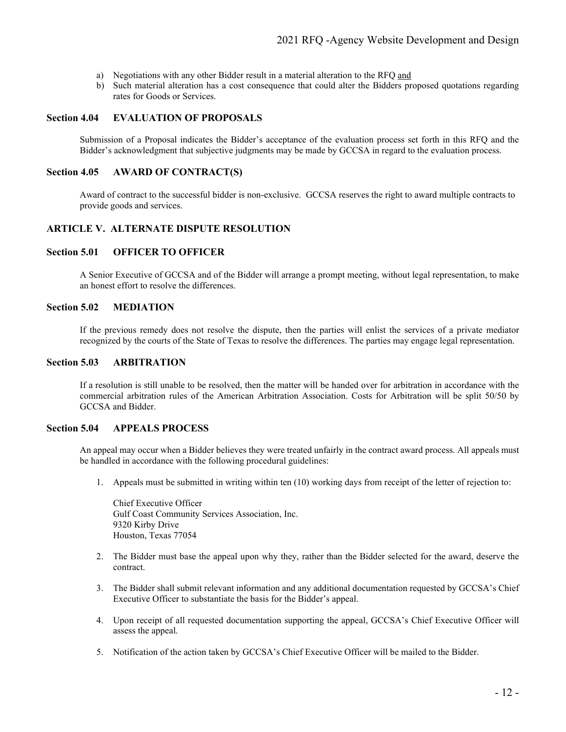a) Negotiations with any other Bidder result in a material alteration to the RFQ and
b) Such material alteration has a cost consequence that could alter the Bidders proposed quotations regarding rates for Goods or Services.

### Section 4.04 EVALUATION OF PROPOSALS

Submission of a Proposal indicates the Bidder's acceptance of the evaluation process set forth in this RFQ and the Bidder's acknowledgment that subjective judgments may be made by GCCSA in regard to the evaluation process.

### Section 4.05 AWARD OF CONTRACT(S)

Award of contract to the successful bidder is non-exclusive. GCCSA reserves the right to award multiple contracts to provide goods and services.

## ARTICLE V. ALTERNATE DISPUTE RESOLUTION

### Section 5.01 OFFICER TO OFFICER

A Senior Executive of GCCSA and of the Bidder will arrange a prompt meeting, without legal representation, to make an honest effort to resolve the differences.

### Section 5.02 MEDIATION

If the previous remedy does not resolve the dispute, then the parties will enlist the services of a private mediator recognized by the courts of the State of Texas to resolve the differences. The parties may engage legal representation.

### Section 5.03 ARBITRATION

If a resolution is still unable to be resolved, then the matter will be handed over for arbitration in accordance with the commercial arbitration rules of the American Arbitration Association. Costs for Arbitration will be split 50/50 by GCCSA and Bidder.

### Section 5.04 APPEALS PROCESS

An appeal may occur when a Bidder believes they were treated unfairly in the contract award process. All appeals must be handled in accordance with the following procedural guidelines:

1. Appeals must be submitted in writing within ten (10) working days from receipt of the letter of rejection to:

   Chief Executive Officer  
   Gulf Coast Community Services Association, Inc.  
   9320 Kirby Drive  
   Houston, Texas 77054

2. The Bidder must base the appeal upon why they, rather than the Bidder selected for the award, deserve the contract.

3. The Bidder shall submit relevant information and any additional documentation requested by GCCSA's Chief Executive Officer to substantiate the basis for the Bidder's appeal.

4. Upon receipt of all requested documentation supporting the appeal, GCCSA's Chief Executive Officer will assess the appeal.

5. Notification of the action taken by GCCSA's Chief Executive Officer will be mailed to the Bidder.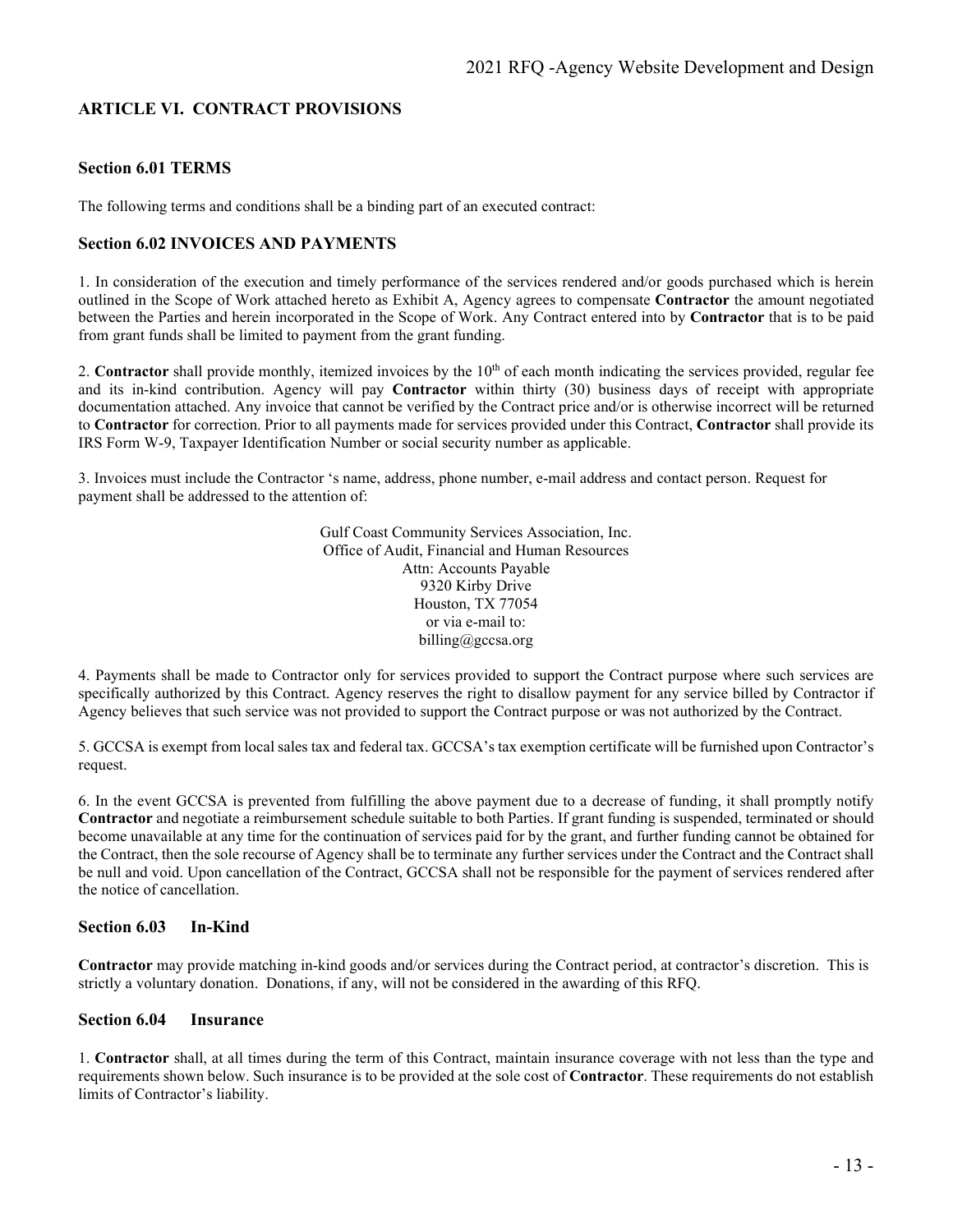## ARTICLE VI. CONTRACT PROVISIONS

### Section 6.01 TERMS

The following terms and conditions shall be a binding part of an executed contract:

### Section 6.02 INVOICES AND PAYMENTS

1. In consideration of the execution and timely performance of the services rendered and/or goods purchased which is herein outlined in the Scope of Work attached hereto as Exhibit A, Agency agrees to compensate **Contractor** the amount negotiated between the Parties and herein incorporated in the Scope of Work. Any Contract entered into by **Contractor** that is to be paid from grant funds shall be limited to payment from the grant funding.

2. **Contractor** shall provide monthly, itemized invoices by the 10th of each month indicating the services provided, regular fee and its in-kind contribution. Agency will pay **Contractor** within thirty (30) business days of receipt with appropriate documentation attached. Any invoice that cannot be verified by the Contract price and/or is otherwise incorrect will be returned to **Contractor** for correction. Prior to all payments made for services provided under this Contract, **Contractor** shall provide its IRS Form W-9, Taxpayer Identification Number or social security number as applicable.

3. Invoices must include the Contractor 's name, address, phone number, e-mail address and contact person. Request for payment shall be addressed to the attention of:

Gulf Coast Community Services Association, Inc.
Office of Audit, Financial and Human Resources
Attn: Accounts Payable
9320 Kirby Drive
Houston, TX 77054
or via e-mail to:
billing@gccsa.org

4. Payments shall be made to Contractor only for services provided to support the Contract purpose where such services are specifically authorized by this Contract. Agency reserves the right to disallow payment for any service billed by Contractor if Agency believes that such service was not provided to support the Contract purpose or was not authorized by the Contract.

5. GCCSA is exempt from local sales tax and federal tax. GCCSA's tax exemption certificate will be furnished upon Contractor's request.

6. In the event GCCSA is prevented from fulfilling the above payment due to a decrease of funding, it shall promptly notify **Contractor** and negotiate a reimbursement schedule suitable to both Parties. If grant funding is suspended, terminated or should become unavailable at any time for the continuation of services paid for by the grant, and further funding cannot be obtained for the Contract, then the sole recourse of Agency shall be to terminate any further services under the Contract and the Contract shall be null and void. Upon cancellation of the Contract, GCCSA shall not be responsible for the payment of services rendered after the notice of cancellation.

### Section 6.03 In-Kind

**Contractor** may provide matching in-kind goods and/or services during the Contract period, at contractor's discretion. This is strictly a voluntary donation. Donations, if any, will not be considered in the awarding of this RFQ.

### Section 6.04 Insurance

1. **Contractor** shall, at all times during the term of this Contract, maintain insurance coverage with not less than the type and requirements shown below. Such insurance is to be provided at the sole cost of **Contractor**. These requirements do not establish limits of Contractor's liability.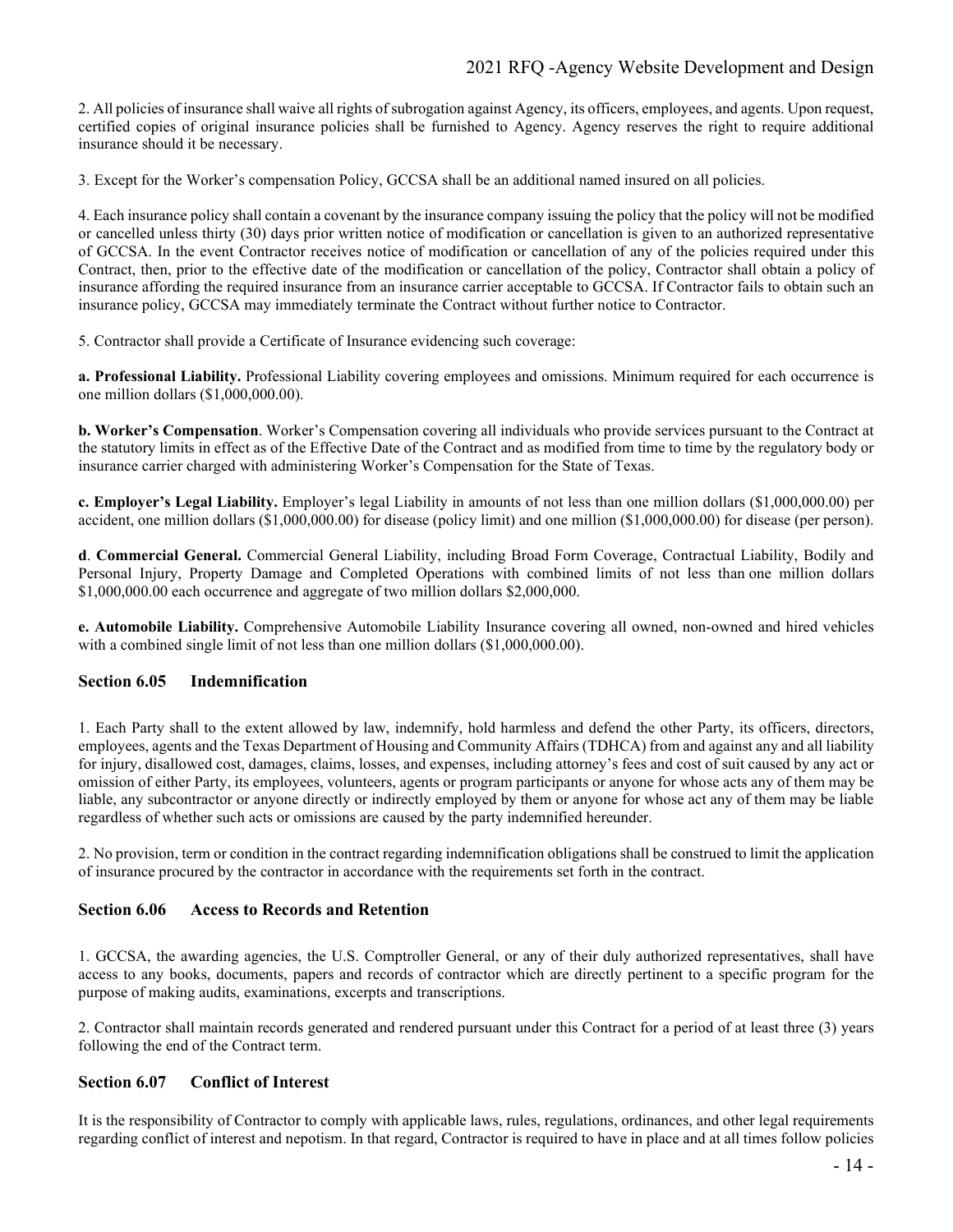2. All policies of insurance shall waive all rights of subrogation against Agency, its officers, employees, and agents. Upon request, certified copies of original insurance policies shall be furnished to Agency. Agency reserves the right to require additional insurance should it be necessary.

3. Except for the Worker's compensation Policy, GCCSA shall be an additional named insured on all policies.

4. Each insurance policy shall contain a covenant by the insurance company issuing the policy that the policy will not be modified or cancelled unless thirty (30) days prior written notice of modification or cancellation is given to an authorized representative of GCCSA. In the event Contractor receives notice of modification or cancellation of any of the policies required under this Contract, then, prior to the effective date of the modification or cancellation of the policy, Contractor shall obtain a policy of insurance affording the required insurance from an insurance carrier acceptable to GCCSA. If Contractor fails to obtain such an insurance policy, GCCSA may immediately terminate the Contract without further notice to Contractor.

5. Contractor shall provide a Certificate of Insurance evidencing such coverage:

**a. Professional Liability.** Professional Liability covering employees and omissions. Minimum required for each occurrence is one million dollars ($1,000,000.00).

**b. Worker's Compensation**. Worker's Compensation covering all individuals who provide services pursuant to the Contract at the statutory limits in effect as of the Effective Date of the Contract and as modified from time to time by the regulatory body or insurance carrier charged with administering Worker's Compensation for the State of Texas.

**c. Employer's Legal Liability.** Employer's legal Liability in amounts of not less than one million dollars ($1,000,000.00) per accident, one million dollars ($1,000,000.00) for disease (policy limit) and one million ($1,000,000.00) for disease (per person).

**d**. **Commercial General.** Commercial General Liability, including Broad Form Coverage, Contractual Liability, Bodily and Personal Injury, Property Damage and Completed Operations with combined limits of not less than one million dollars $1,000,000.00 each occurrence and aggregate of two million dollars $2,000,000.

**e. Automobile Liability.** Comprehensive Automobile Liability Insurance covering all owned, non-owned and hired vehicles with a combined single limit of not less than one million dollars ($1,000,000.00).

### Section 6.05 Indemnification

1. Each Party shall to the extent allowed by law, indemnify, hold harmless and defend the other Party, its officers, directors, employees, agents and the Texas Department of Housing and Community Affairs (TDHCA) from and against any and all liability for injury, disallowed cost, damages, claims, losses, and expenses, including attorney's fees and cost of suit caused by any act or omission of either Party, its employees, volunteers, agents or program participants or anyone for whose acts any of them may be liable, any subcontractor or anyone directly or indirectly employed by them or anyone for whose act any of them may be liable regardless of whether such acts or omissions are caused by the party indemnified hereunder.

2. No provision, term or condition in the contract regarding indemnification obligations shall be construed to limit the application of insurance procured by the contractor in accordance with the requirements set forth in the contract.

### Section 6.06 Access to Records and Retention

1. GCCSA, the awarding agencies, the U.S. Comptroller General, or any of their duly authorized representatives, shall have access to any books, documents, papers and records of contractor which are directly pertinent to a specific program for the purpose of making audits, examinations, excerpts and transcriptions.

2. Contractor shall maintain records generated and rendered pursuant under this Contract for a period of at least three (3) years following the end of the Contract term.

### Section 6.07 Conflict of Interest

It is the responsibility of Contractor to comply with applicable laws, rules, regulations, ordinances, and other legal requirements regarding conflict of interest and nepotism. In that regard, Contractor is required to have in place and at all times follow policies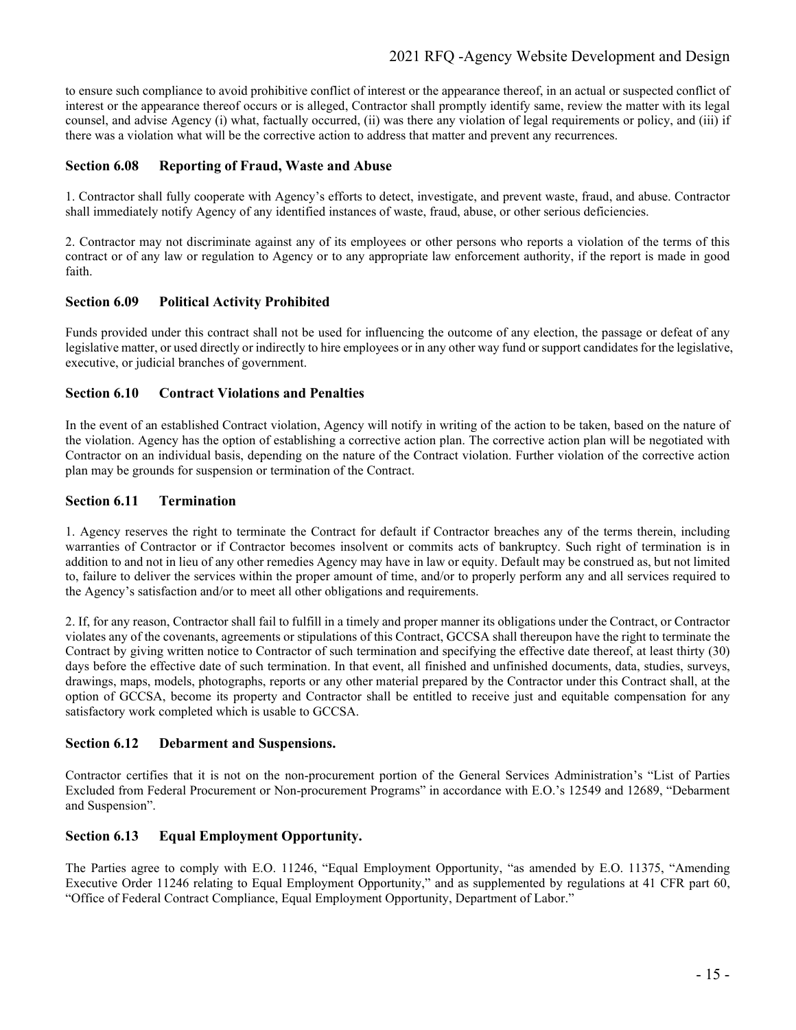to ensure such compliance to avoid prohibitive conflict of interest or the appearance thereof, in an actual or suspected conflict of interest or the appearance thereof occurs or is alleged, Contractor shall promptly identify same, review the matter with its legal counsel, and advise Agency (i) what, factually occurred, (ii) was there any violation of legal requirements or policy, and (iii) if there was a violation what will be the corrective action to address that matter and prevent any recurrences.

### Section 6.08 Reporting of Fraud, Waste and Abuse

1. Contractor shall fully cooperate with Agency's efforts to detect, investigate, and prevent waste, fraud, and abuse. Contractor shall immediately notify Agency of any identified instances of waste, fraud, abuse, or other serious deficiencies.

2. Contractor may not discriminate against any of its employees or other persons who reports a violation of the terms of this contract or of any law or regulation to Agency or to any appropriate law enforcement authority, if the report is made in good faith.

### Section 6.09 Political Activity Prohibited

Funds provided under this contract shall not be used for influencing the outcome of any election, the passage or defeat of any legislative matter, or used directly or indirectly to hire employees or in any other way fund or support candidates for the legislative, executive, or judicial branches of government.

### Section 6.10 Contract Violations and Penalties

In the event of an established Contract violation, Agency will notify in writing of the action to be taken, based on the nature of the violation. Agency has the option of establishing a corrective action plan. The corrective action plan will be negotiated with Contractor on an individual basis, depending on the nature of the Contract violation. Further violation of the corrective action plan may be grounds for suspension or termination of the Contract.

### Section 6.11 Termination

1. Agency reserves the right to terminate the Contract for default if Contractor breaches any of the terms therein, including warranties of Contractor or if Contractor becomes insolvent or commits acts of bankruptcy. Such right of termination is in addition to and not in lieu of any other remedies Agency may have in law or equity. Default may be construed as, but not limited to, failure to deliver the services within the proper amount of time, and/or to properly perform any and all services required to the Agency's satisfaction and/or to meet all other obligations and requirements.

2. If, for any reason, Contractor shall fail to fulfill in a timely and proper manner its obligations under the Contract, or Contractor violates any of the covenants, agreements or stipulations of this Contract, GCCSA shall thereupon have the right to terminate the Contract by giving written notice to Contractor of such termination and specifying the effective date thereof, at least thirty (30) days before the effective date of such termination. In that event, all finished and unfinished documents, data, studies, surveys, drawings, maps, models, photographs, reports or any other material prepared by the Contractor under this Contract shall, at the option of GCCSA, become its property and Contractor shall be entitled to receive just and equitable compensation for any satisfactory work completed which is usable to GCCSA.

### Section 6.12 Debarment and Suspensions.

Contractor certifies that it is not on the non-procurement portion of the General Services Administration's "List of Parties Excluded from Federal Procurement or Non-procurement Programs" in accordance with E.O.'s 12549 and 12689, "Debarment and Suspension".

### Section 6.13 Equal Employment Opportunity.

The Parties agree to comply with E.O. 11246, "Equal Employment Opportunity, "as amended by E.O. 11375, "Amending Executive Order 11246 relating to Equal Employment Opportunity," and as supplemented by regulations at 41 CFR part 60, "Office of Federal Contract Compliance, Equal Employment Opportunity, Department of Labor."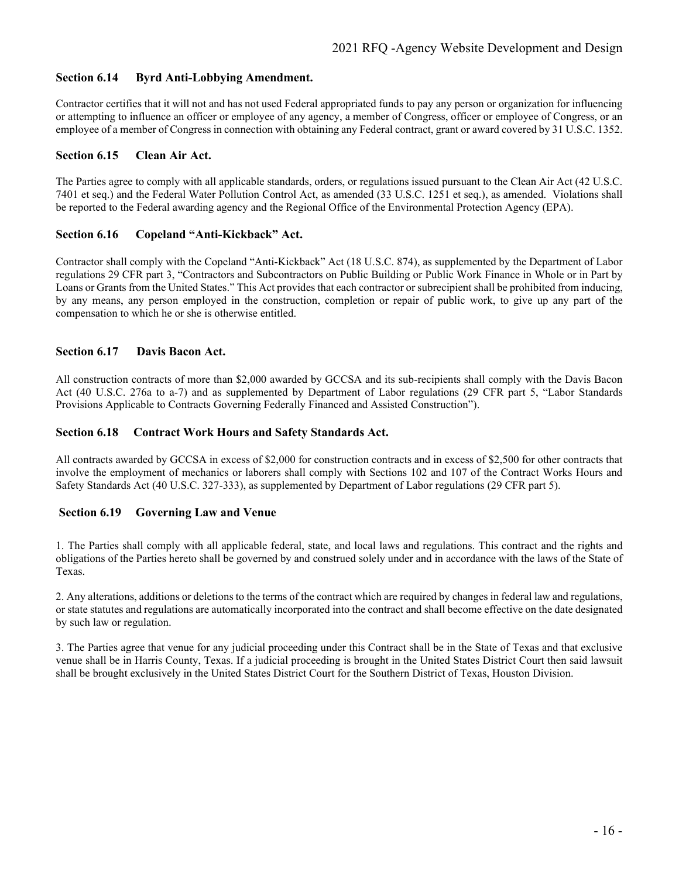### Section 6.14 Byrd Anti-Lobbying Amendment.

Contractor certifies that it will not and has not used Federal appropriated funds to pay any person or organization for influencing or attempting to influence an officer or employee of any agency, a member of Congress, officer or employee of Congress, or an employee of a member of Congress in connection with obtaining any Federal contract, grant or award covered by 31 U.S.C. 1352.

### Section 6.15 Clean Air Act.

The Parties agree to comply with all applicable standards, orders, or regulations issued pursuant to the Clean Air Act (42 U.S.C. 7401 et seq.) and the Federal Water Pollution Control Act, as amended (33 U.S.C. 1251 et seq.), as amended. Violations shall be reported to the Federal awarding agency and the Regional Office of the Environmental Protection Agency (EPA).

### Section 6.16 Copeland "Anti-Kickback" Act.

Contractor shall comply with the Copeland "Anti-Kickback" Act (18 U.S.C. 874), as supplemented by the Department of Labor regulations 29 CFR part 3, "Contractors and Subcontractors on Public Building or Public Work Finance in Whole or in Part by Loans or Grants from the United States." This Act provides that each contractor or subrecipient shall be prohibited from inducing, by any means, any person employed in the construction, completion or repair of public work, to give up any part of the compensation to which he or she is otherwise entitled.

### Section 6.17 Davis Bacon Act.

All construction contracts of more than $2,000 awarded by GCCSA and its sub-recipients shall comply with the Davis Bacon Act (40 U.S.C. 276a to a-7) and as supplemented by Department of Labor regulations (29 CFR part 5, "Labor Standards Provisions Applicable to Contracts Governing Federally Financed and Assisted Construction").

### Section 6.18 Contract Work Hours and Safety Standards Act.

All contracts awarded by GCCSA in excess of $2,000 for construction contracts and in excess of $2,500 for other contracts that involve the employment of mechanics or laborers shall comply with Sections 102 and 107 of the Contract Works Hours and Safety Standards Act (40 U.S.C. 327-333), as supplemented by Department of Labor regulations (29 CFR part 5).

### Section 6.19 Governing Law and Venue

1. The Parties shall comply with all applicable federal, state, and local laws and regulations. This contract and the rights and obligations of the Parties hereto shall be governed by and construed solely under and in accordance with the laws of the State of Texas.

2. Any alterations, additions or deletions to the terms of the contract which are required by changes in federal law and regulations, or state statutes and regulations are automatically incorporated into the contract and shall become effective on the date designated by such law or regulation.

3. The Parties agree that venue for any judicial proceeding under this Contract shall be in the State of Texas and that exclusive venue shall be in Harris County, Texas. If a judicial proceeding is brought in the United States District Court then said lawsuit shall be brought exclusively in the United States District Court for the Southern District of Texas, Houston Division.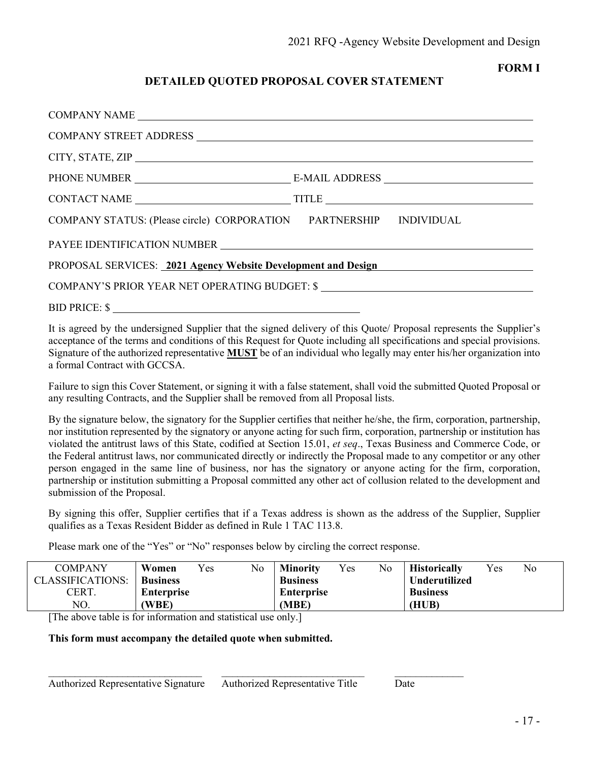**FORM I**

## DETAILED QUOTED PROPOSAL COVER STATEMENT

COMPANY NAME ______________________________________________

COMPANY STREET ADDRESS ______________________________________________

CITY, STATE, ZIP ______________________________________________

PHONE NUMBER ______________________ E-MAIL ADDRESS ______________________

CONTACT NAME ______________________ TITLE ______________________

COMPANY STATUS: (Please circle) CORPORATION PARTNERSHIP INDIVIDUAL

PAYEE IDENTIFICATION NUMBER ______________________________________________

PROPOSAL SERVICES: **2021 Agency Website Development and Design**

COMPANY'S PRIOR YEAR NET OPERATING BUDGET: $ ______________________

BID PRICE: $ ______________________

It is agreed by the undersigned Supplier that the signed delivery of this Quote/ Proposal represents the Supplier's acceptance of the terms and conditions of this Request for Quote including all specifications and special provisions. Signature of the authorized representative **MUST** be of an individual who legally may enter his/her organization into a formal Contract with GCCSA.

Failure to sign this Cover Statement, or signing it with a false statement, shall void the submitted Quoted Proposal or any resulting Contracts, and the Supplier shall be removed from all Proposal lists.

By the signature below, the signatory for the Supplier certifies that neither he/she, the firm, corporation, partnership, nor institution represented by the signatory or anyone acting for such firm, corporation, partnership or institution has violated the antitrust laws of this State, codified at Section 15.01, *et seq*., Texas Business and Commerce Code, or the Federal antitrust laws, nor communicated directly or indirectly the Proposal made to any competitor or any other person engaged in the same line of business, nor has the signatory or anyone acting for the firm, corporation, partnership or institution submitting a Proposal committed any other act of collusion related to the development and submission of the Proposal.

By signing this offer, Supplier certifies that if a Texas address is shown as the address of the Supplier, Supplier qualifies as a Texas Resident Bidder as defined in Rule 1 TAC 113.8.

Please mark one of the "Yes" or "No" responses below by circling the correct response.

| COMPANY CLASSIFICATIONS: CERT. NO. | **Women Business Enterprise (WBE)** | Yes | No | **Minority Business Enterprise (MBE)** | Yes | No | **Historically Underutilized Business (HUB)** | Yes | No |
|---|---|---|---|---|---|---|---|---|---|

[The above table is for information and statistical use only.]

**This form must accompany the detailed quote when submitted.**

______________________________ ______________________________ ______________

Authorized Representative Signature Authorized Representative Title Date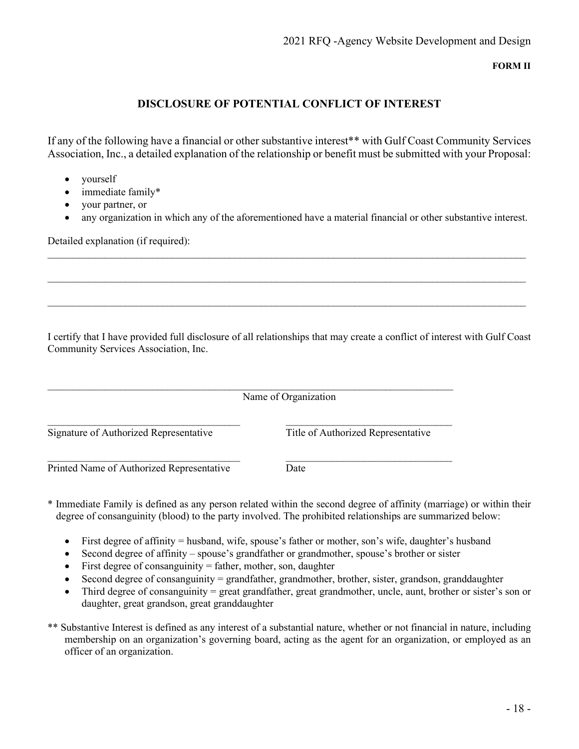**FORM II**

## DISCLOSURE OF POTENTIAL CONFLICT OF INTEREST

If any of the following have a financial or other substantive interest** with Gulf Coast Community Services Association, Inc., a detailed explanation of the relationship or benefit must be submitted with your Proposal:

- yourself
- immediate family*
- your partner, or
- any organization in which any of the aforementioned have a material financial or other substantive interest.

Detailed explanation (if required):

______________________________________________________________________________

______________________________________________________________________________

______________________________________________________________________________

I certify that I have provided full disclosure of all relationships that may create a conflict of interest with Gulf Coast Community Services Association, Inc.

______________________________________________________________________
Name of Organization

| | |
|---|---|
| ________________________________ | ________________________________ |
| Signature of Authorized Representative | Title of Authorized Representative |
| ________________________________ | ________________________________ |
| Printed Name of Authorized Representative | Date |

* Immediate Family is defined as any person related within the second degree of affinity (marriage) or within their degree of consanguinity (blood) to the party involved. The prohibited relationships are summarized below:

  - First degree of affinity = husband, wife, spouse's father or mother, son's wife, daughter's husband
  - Second degree of affinity – spouse's grandfather or grandmother, spouse's brother or sister
  - First degree of consanguinity = father, mother, son, daughter
  - Second degree of consanguinity = grandfather, grandmother, brother, sister, grandson, granddaughter
  - Third degree of consanguinity = great grandfather, great grandmother, uncle, aunt, brother or sister's son or daughter, great grandson, great granddaughter

** Substantive Interest is defined as any interest of a substantial nature, whether or not financial in nature, including membership on an organization's governing board, acting as the agent for an organization, or employed as an officer of an organization.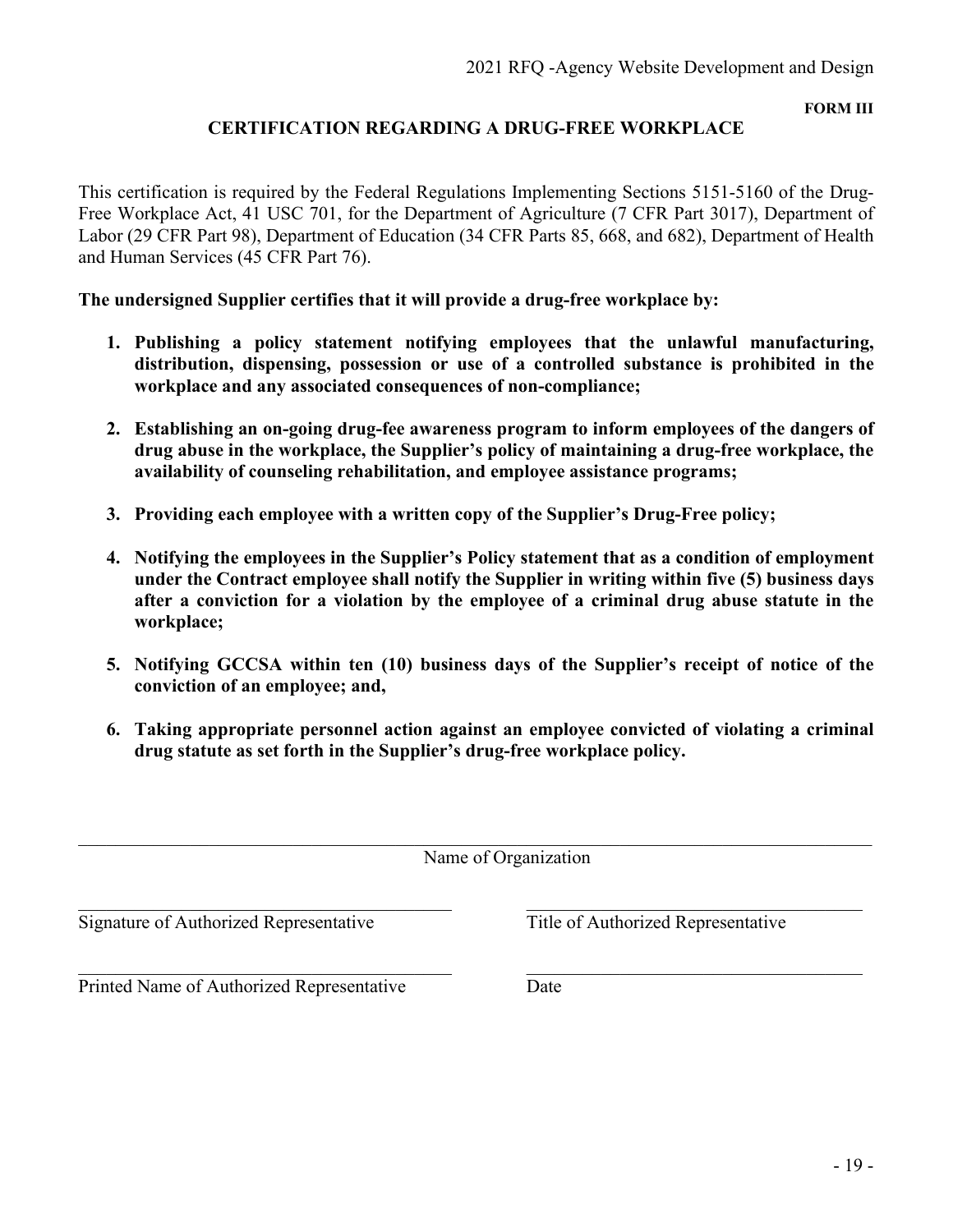**FORM III**

## CERTIFICATION REGARDING A DRUG-FREE WORKPLACE

This certification is required by the Federal Regulations Implementing Sections 5151-5160 of the Drug-Free Workplace Act, 41 USC 701, for the Department of Agriculture (7 CFR Part 3017), Department of Labor (29 CFR Part 98), Department of Education (34 CFR Parts 85, 668, and 682), Department of Health and Human Services (45 CFR Part 76).

**The undersigned Supplier certifies that it will provide a drug-free workplace by:**

1. **Publishing a policy statement notifying employees that the unlawful manufacturing, distribution, dispensing, possession or use of a controlled substance is prohibited in the workplace and any associated consequences of non-compliance;**

2. **Establishing an on-going drug-fee awareness program to inform employees of the dangers of drug abuse in the workplace, the Supplier's policy of maintaining a drug-free workplace, the availability of counseling rehabilitation, and employee assistance programs;**

3. **Providing each employee with a written copy of the Supplier's Drug-Free policy;**

4. **Notifying the employees in the Supplier's Policy statement that as a condition of employment under the Contract employee shall notify the Supplier in writing within five (5) business days after a conviction for a violation by the employee of a criminal drug abuse statute in the workplace;**

5. **Notifying GCCSA within ten (10) business days of the Supplier's receipt of notice of the conviction of an employee; and,**

6. **Taking appropriate personnel action against an employee convicted of violating a criminal drug statute as set forth in the Supplier's drug-free workplace policy.**

\_\_\_\_\_\_\_\_\_\_\_\_\_\_\_\_\_\_\_\_\_\_\_\_\_\_\_\_\_\_\_\_\_\_\_\_\_\_\_\_\_\_\_\_\_\_\_\_\_\_\_\_\_\_\_\_\_\_\_\_\_\_\_\_

Name of Organization

| | |
|---|---|
| \_\_\_\_\_\_\_\_\_\_\_\_\_\_\_\_\_\_\_\_\_\_\_\_\_\_\_\_\_\_\_\_ | \_\_\_\_\_\_\_\_\_\_\_\_\_\_\_\_\_\_\_\_\_\_\_\_\_\_\_\_\_\_\_\_ |
| Signature of Authorized Representative | Title of Authorized Representative |
| \_\_\_\_\_\_\_\_\_\_\_\_\_\_\_\_\_\_\_\_\_\_\_\_\_\_\_\_\_\_\_\_ | \_\_\_\_\_\_\_\_\_\_\_\_\_\_\_\_\_\_\_\_\_\_\_\_\_\_\_\_\_\_\_\_ |
| Printed Name of Authorized Representative | Date |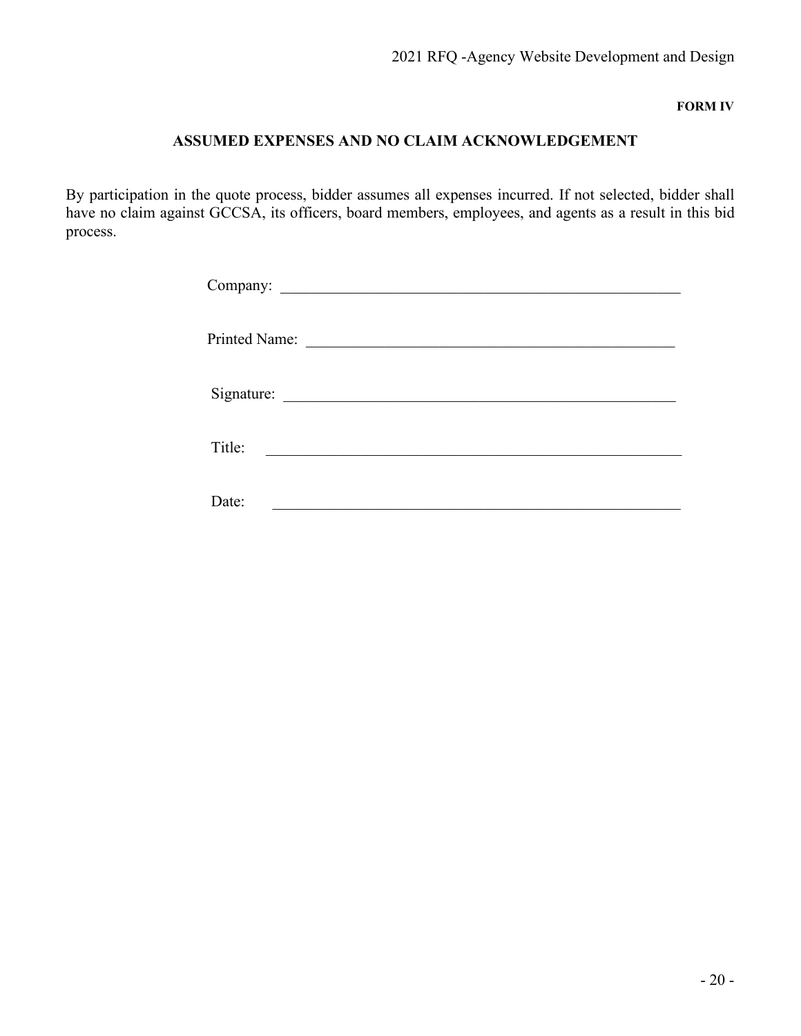**FORM IV**

## ASSUMED EXPENSES AND NO CLAIM ACKNOWLEDGEMENT

By participation in the quote process, bidder assumes all expenses incurred. If not selected, bidder shall have no claim against GCCSA, its officers, board members, employees, and agents as a result in this bid process.

Company: _______________________________________________

Printed Name: ___________________________________________

Signature: ______________________________________________

Title: _________________________________________________

Date: _________________________________________________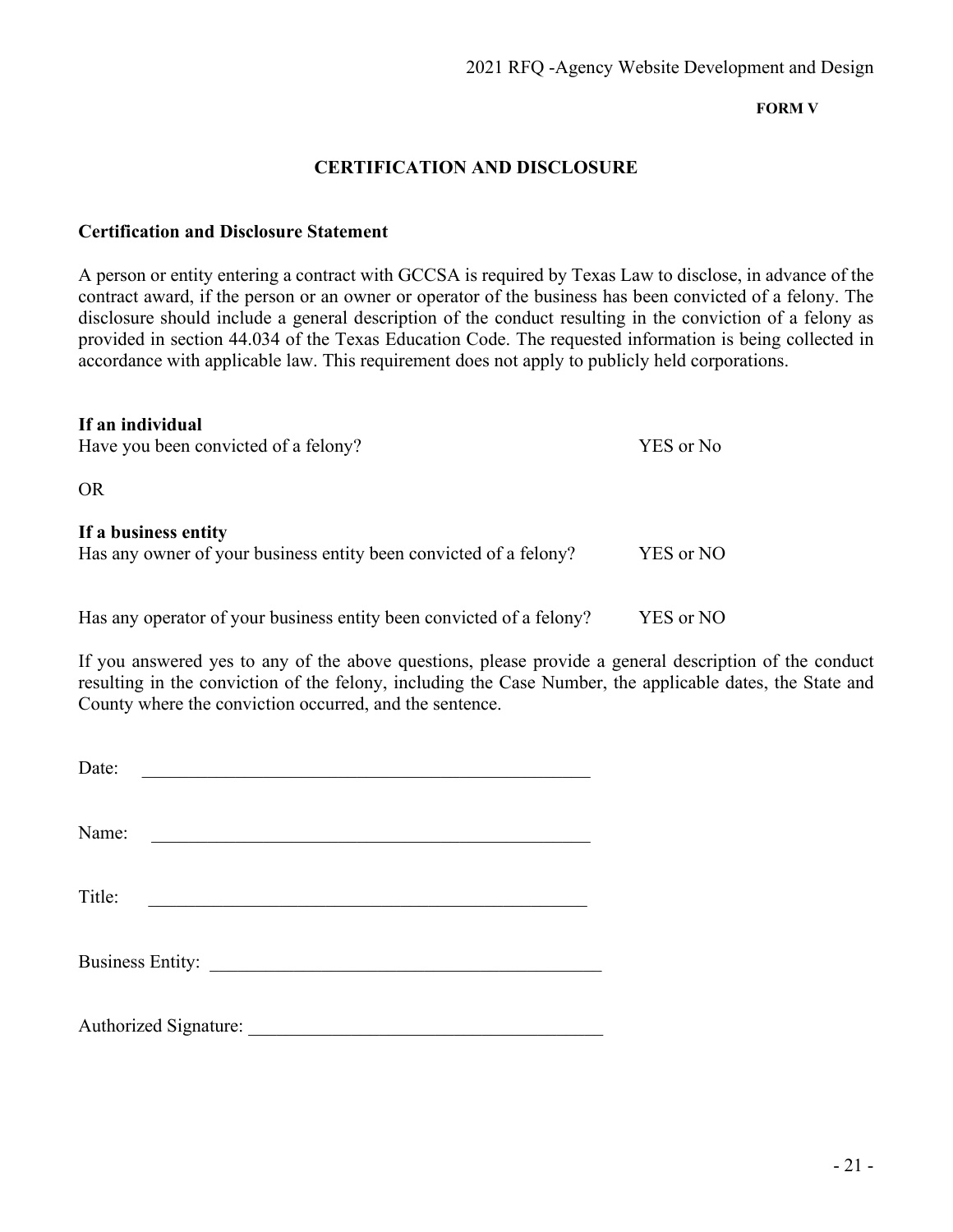**FORM V**

## CERTIFICATION AND DISCLOSURE

**Certification and Disclosure Statement**

A person or entity entering a contract with GCCSA is required by Texas Law to disclose, in advance of the contract award, if the person or an owner or operator of the business has been convicted of a felony. The disclosure should include a general description of the conduct resulting in the conviction of a felony as provided in section 44.034 of the Texas Education Code. The requested information is being collected in accordance with applicable law. This requirement does not apply to publicly held corporations.

**If an individual**
Have you been convicted of a felony? YES or No

OR

**If a business entity**
Has any owner of your business entity been convicted of a felony? YES or NO

Has any operator of your business entity been convicted of a felony? YES or NO

If you answered yes to any of the above questions, please provide a general description of the conduct resulting in the conviction of the felony, including the Case Number, the applicable dates, the State and County where the conviction occurred, and the sentence.

Date: \_\_\_\_\_\_\_\_\_\_\_\_\_\_\_\_\_\_\_\_\_\_\_\_\_\_\_\_\_\_\_\_\_\_\_\_\_\_\_\_\_\_\_\_\_\_\_\_

Name: \_\_\_\_\_\_\_\_\_\_\_\_\_\_\_\_\_\_\_\_\_\_\_\_\_\_\_\_\_\_\_\_\_\_\_\_\_\_\_\_\_\_\_\_\_\_\_

Title: \_\_\_\_\_\_\_\_\_\_\_\_\_\_\_\_\_\_\_\_\_\_\_\_\_\_\_\_\_\_\_\_\_\_\_\_\_\_\_\_\_\_\_\_\_\_\_\_

Business Entity: \_\_\_\_\_\_\_\_\_\_\_\_\_\_\_\_\_\_\_\_\_\_\_\_\_\_\_\_\_\_\_\_\_\_\_\_\_\_\_\_\_\_

Authorized Signature: \_\_\_\_\_\_\_\_\_\_\_\_\_\_\_\_\_\_\_\_\_\_\_\_\_\_\_\_\_\_\_\_\_\_\_\_\_\_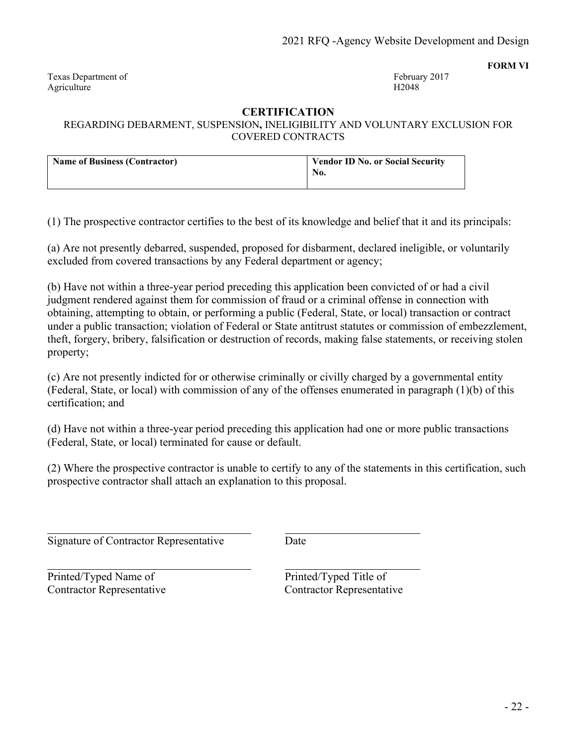**FORM VI**

Texas Department of Agriculture

February 2017
H2048

## CERTIFICATION

REGARDING DEBARMENT, SUSPENSION**,** INELIGIBILITY AND VOLUNTARY EXCLUSION FOR COVERED CONTRACTS

| **Name of Business (Contractor)** | **Vendor ID No. or Social Security No.** |
| --- | --- |
| | |

(1) The prospective contractor certifies to the best of its knowledge and belief that it and its principals:

(a) Are not presently debarred, suspended, proposed for disbarment, declared ineligible, or voluntarily excluded from covered transactions by any Federal department or agency;

(b) Have not within a three-year period preceding this application been convicted of or had a civil judgment rendered against them for commission of fraud or a criminal offense in connection with obtaining, attempting to obtain, or performing a public (Federal, State, or local) transaction or contract under a public transaction; violation of Federal or State antitrust statutes or commission of embezzlement, theft, forgery, bribery, falsification or destruction of records, making false statements, or receiving stolen property;

(c) Are not presently indicted for or otherwise criminally or civilly charged by a governmental entity (Federal, State, or local) with commission of any of the offenses enumerated in paragraph (1)(b) of this certification; and

(d) Have not within a three-year period preceding this application had one or more public transactions (Federal, State, or local) terminated for cause or default.

(2) Where the prospective contractor is unable to certify to any of the statements in this certification, such prospective contractor shall attach an explanation to this proposal.

\_\_\_\_\_\_\_\_\_\_\_\_\_\_\_\_\_\_\_\_\_\_\_\_\_\_\_\_\_\_\_\_\_\_\_ \_\_\_\_\_\_\_\_\_\_\_\_\_\_\_\_\_\_\_\_\_\_\_\_
Signature of Contractor Representative Date

\_\_\_\_\_\_\_\_\_\_\_\_\_\_\_\_\_\_\_\_\_\_\_\_\_\_\_\_\_\_\_\_\_\_\_ \_\_\_\_\_\_\_\_\_\_\_\_\_\_\_\_\_\_\_\_\_\_\_\_
Printed/Typed Name of Contractor Representative Printed/Typed Title of Contractor Representative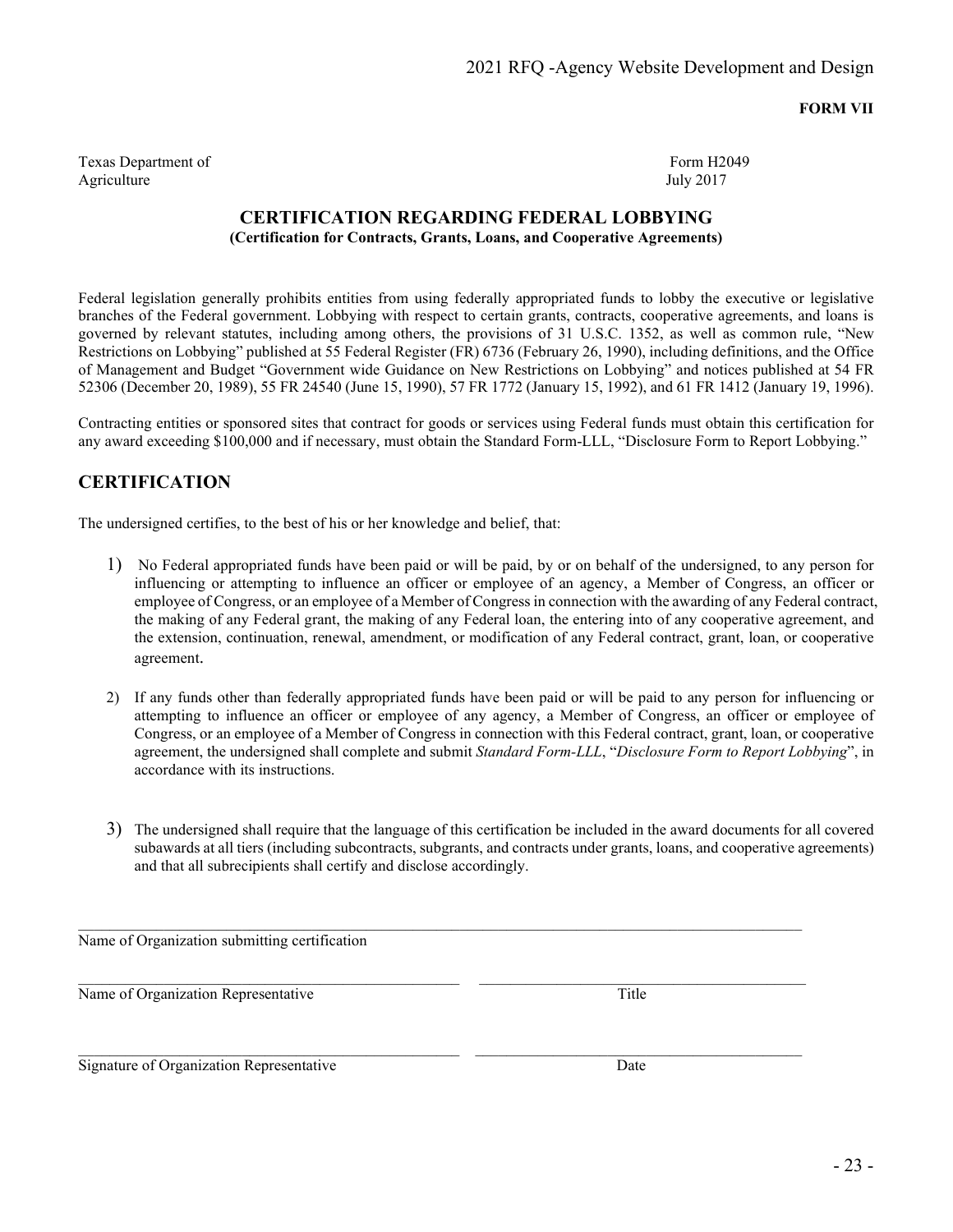**FORM VII**

Texas Department of Agriculture

Form H2049
July 2017

## CERTIFICATION REGARDING FEDERAL LOBBYING

**(Certification for Contracts, Grants, Loans, and Cooperative Agreements)**

Federal legislation generally prohibits entities from using federally appropriated funds to lobby the executive or legislative branches of the Federal government. Lobbying with respect to certain grants, contracts, cooperative agreements, and loans is governed by relevant statutes, including among others, the provisions of 31 U.S.C. 1352, as well as common rule, "New Restrictions on Lobbying" published at 55 Federal Register (FR) 6736 (February 26, 1990), including definitions, and the Office of Management and Budget "Government wide Guidance on New Restrictions on Lobbying" and notices published at 54 FR 52306 (December 20, 1989), 55 FR 24540 (June 15, 1990), 57 FR 1772 (January 15, 1992), and 61 FR 1412 (January 19, 1996).

Contracting entities or sponsored sites that contract for goods or services using Federal funds must obtain this certification for any award exceeding $100,000 and if necessary, must obtain the Standard Form-LLL, "Disclosure Form to Report Lobbying."

## CERTIFICATION

The undersigned certifies, to the best of his or her knowledge and belief, that:

1) No Federal appropriated funds have been paid or will be paid, by or on behalf of the undersigned, to any person for influencing or attempting to influence an officer or employee of an agency, a Member of Congress, an officer or employee of Congress, or an employee of a Member of Congress in connection with the awarding of any Federal contract, the making of any Federal grant, the making of any Federal loan, the entering into of any cooperative agreement, and the extension, continuation, renewal, amendment, or modification of any Federal contract, grant, loan, or cooperative agreement.

2) If any funds other than federally appropriated funds have been paid or will be paid to any person for influencing or attempting to influence an officer or employee of any agency, a Member of Congress, an officer or employee of Congress, or an employee of a Member of Congress in connection with this Federal contract, grant, loan, or cooperative agreement, the undersigned shall complete and submit *Standard Form-LLL*, "*Disclosure Form to Report Lobbying*", in accordance with its instructions.

3) The undersigned shall require that the language of this certification be included in the award documents for all covered subawards at all tiers (including subcontracts, subgrants, and contracts under grants, loans, and cooperative agreements) and that all subrecipients shall certify and disclose accordingly.

______________________________________________________________________
Name of Organization submitting certification

________________________________________ ________________________________________
Name of Organization Representative Title

________________________________________ ________________________________________
Signature of Organization Representative Date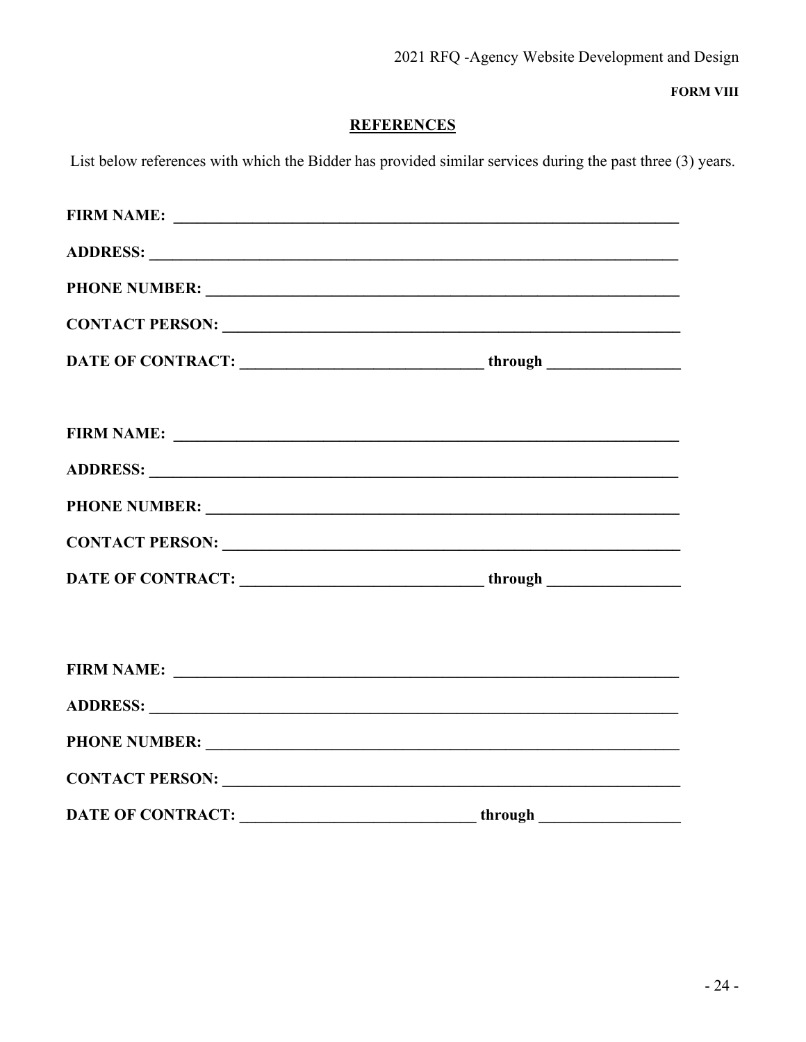**FORM VIII**

## REFERENCES

List below references with which the Bidder has provided similar services during the past three (3) years.

**FIRM NAME:** ________________________________________________________________

**ADDRESS:** ________________________________________________________________

**PHONE NUMBER:** ___________________________________________________________

**CONTACT PERSON:** __________________________________________________________

**DATE OF CONTRACT:** ______________________________ **through** ________________

**FIRM NAME:** ________________________________________________________________

**ADDRESS:** ________________________________________________________________

**PHONE NUMBER:** ___________________________________________________________

**CONTACT PERSON:** __________________________________________________________

**DATE OF CONTRACT:** ______________________________ **through** ________________

**FIRM NAME:** ________________________________________________________________

**ADDRESS:** ________________________________________________________________

**PHONE NUMBER:** ___________________________________________________________

**CONTACT PERSON:** __________________________________________________________

**DATE OF CONTRACT:** ______________________________ **through** ________________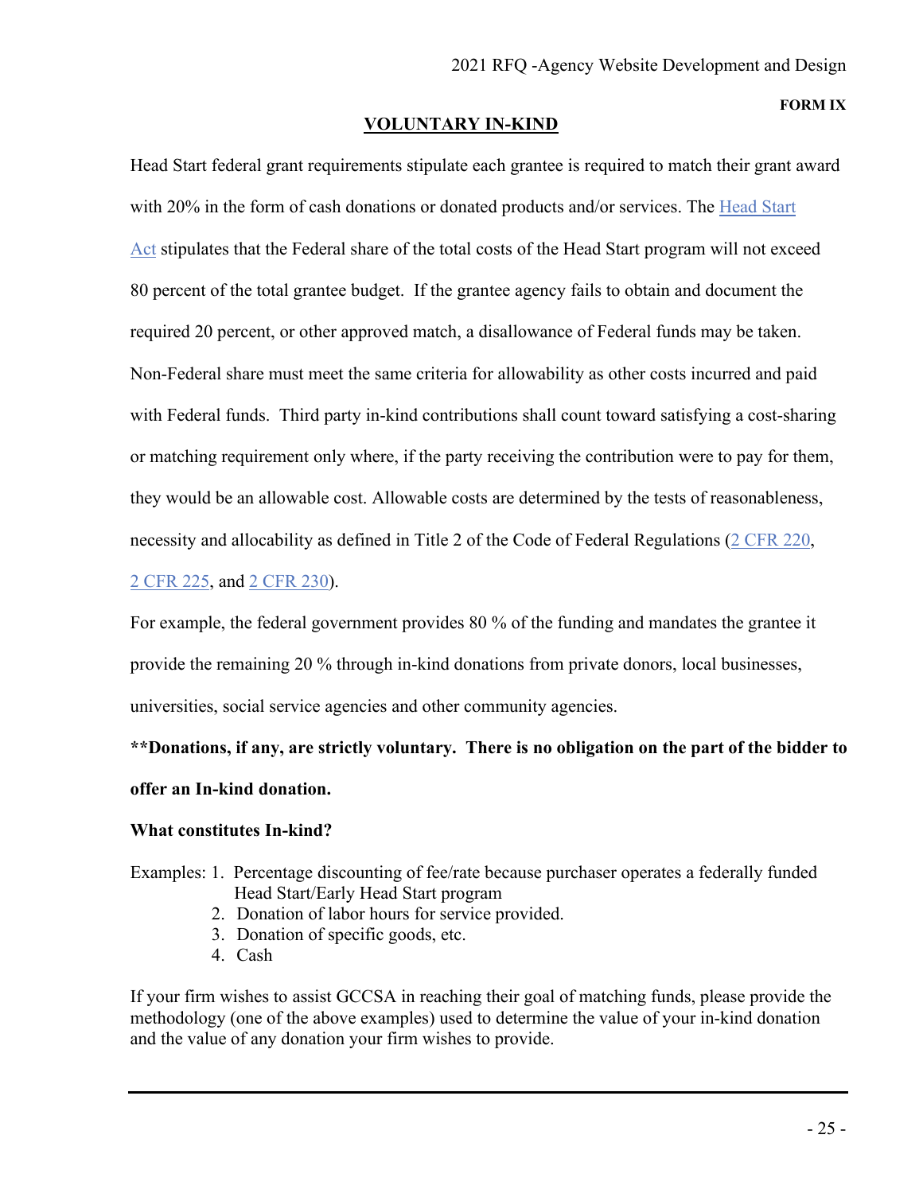**FORM IX**

# VOLUNTARY IN-KIND

Head Start federal grant requirements stipulate each grantee is required to match their grant award with 20% in the form of cash donations or donated products and/or services. The Head Start Act stipulates that the Federal share of the total costs of the Head Start program will not exceed 80 percent of the total grantee budget. If the grantee agency fails to obtain and document the required 20 percent, or other approved match, a disallowance of Federal funds may be taken. Non-Federal share must meet the same criteria for allowability as other costs incurred and paid with Federal funds. Third party in-kind contributions shall count toward satisfying a cost-sharing or matching requirement only where, if the party receiving the contribution were to pay for them, they would be an allowable cost. Allowable costs are determined by the tests of reasonableness, necessity and allocability as defined in Title 2 of the Code of Federal Regulations (2 CFR 220, 2 CFR 225, and 2 CFR 230).

For example, the federal government provides 80 % of the funding and mandates the grantee it provide the remaining 20 % through in-kind donations from private donors, local businesses, universities, social service agencies and other community agencies.

**\*\*Donations, if any, are strictly voluntary. There is no obligation on the part of the bidder to offer an In-kind donation.**

**What constitutes In-kind?**

Examples:
1. Percentage discounting of fee/rate because purchaser operates a federally funded Head Start/Early Head Start program
2. Donation of labor hours for service provided.
3. Donation of specific goods, etc.
4. Cash

If your firm wishes to assist GCCSA in reaching their goal of matching funds, please provide the methodology (one of the above examples) used to determine the value of your in-kind donation and the value of any donation your firm wishes to provide.